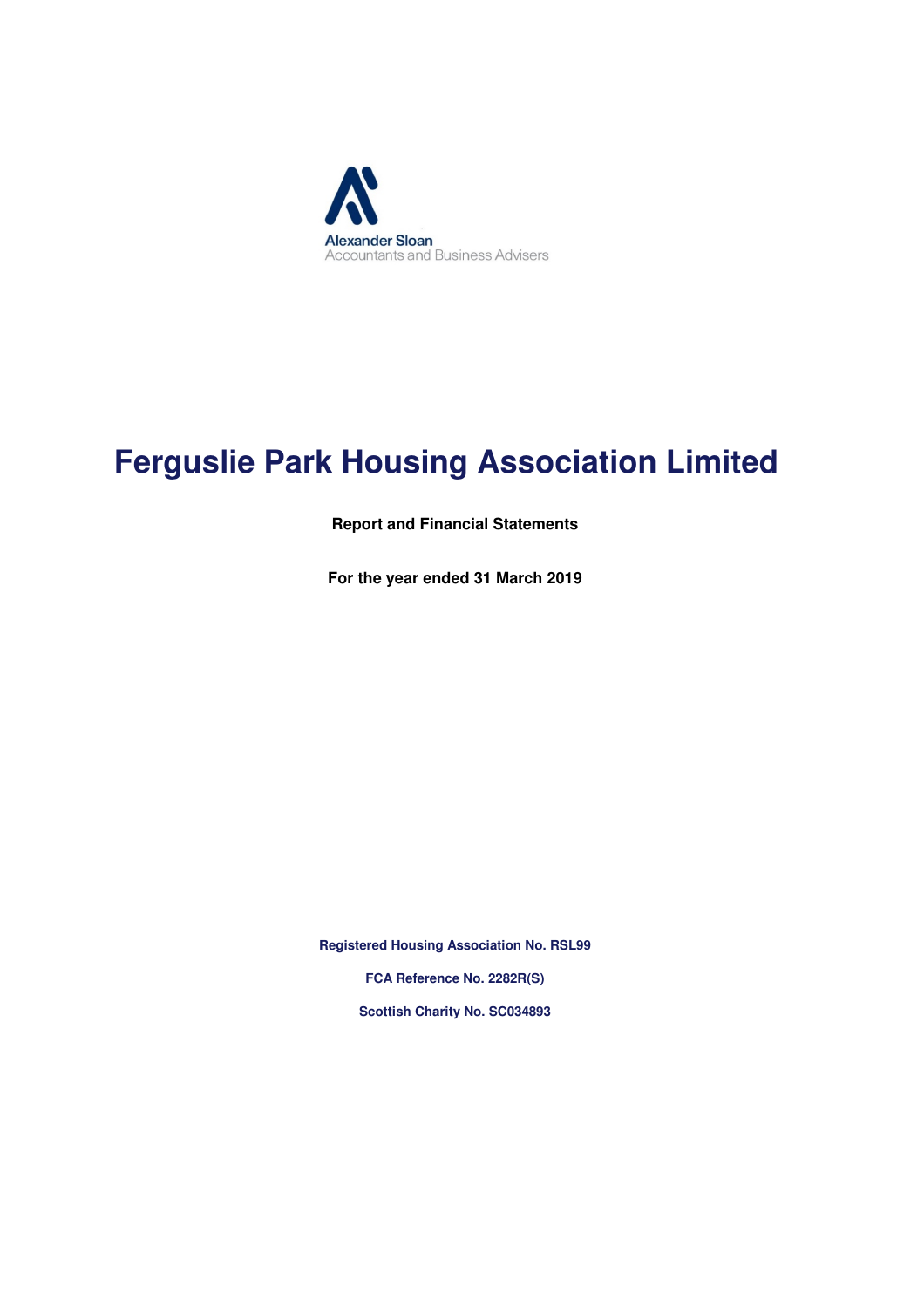Alexander Sloan
Accountants and Business Advisers

# Ferguslie Park Housing Association Limited

**Report and Financial Statements**

**For the year ended 31 March 2019**

**Registered Housing Association No. RSL99**

**FCA Reference No. 2282R(S)**

**Scottish Charity No. SC034893**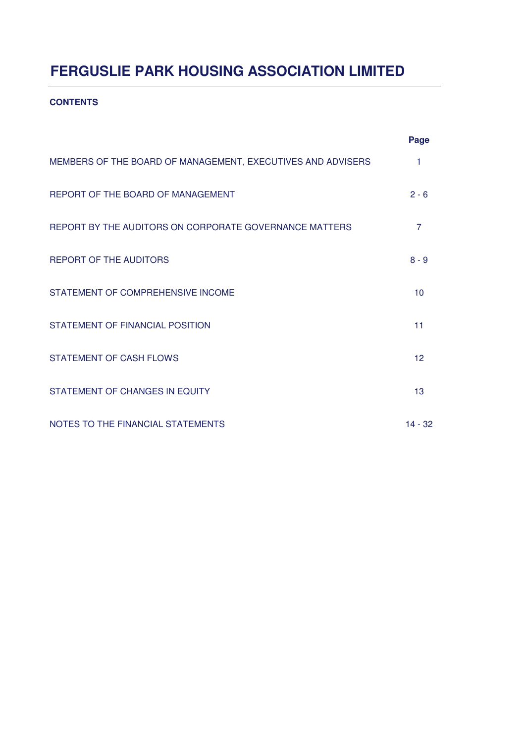# FERGUSLIE PARK HOUSING ASSOCIATION LIMITED

**CONTENTS**

| | Page |
|---|---|
| MEMBERS OF THE BOARD OF MANAGEMENT, EXECUTIVES AND ADVISERS | 1 |
| REPORT OF THE BOARD OF MANAGEMENT | 2 - 6 |
| REPORT BY THE AUDITORS ON CORPORATE GOVERNANCE MATTERS | 7 |
| REPORT OF THE AUDITORS | 8 - 9 |
| STATEMENT OF COMPREHENSIVE INCOME | 10 |
| STATEMENT OF FINANCIAL POSITION | 11 |
| STATEMENT OF CASH FLOWS | 12 |
| STATEMENT OF CHANGES IN EQUITY | 13 |
| NOTES TO THE FINANCIAL STATEMENTS | 14 - 32 |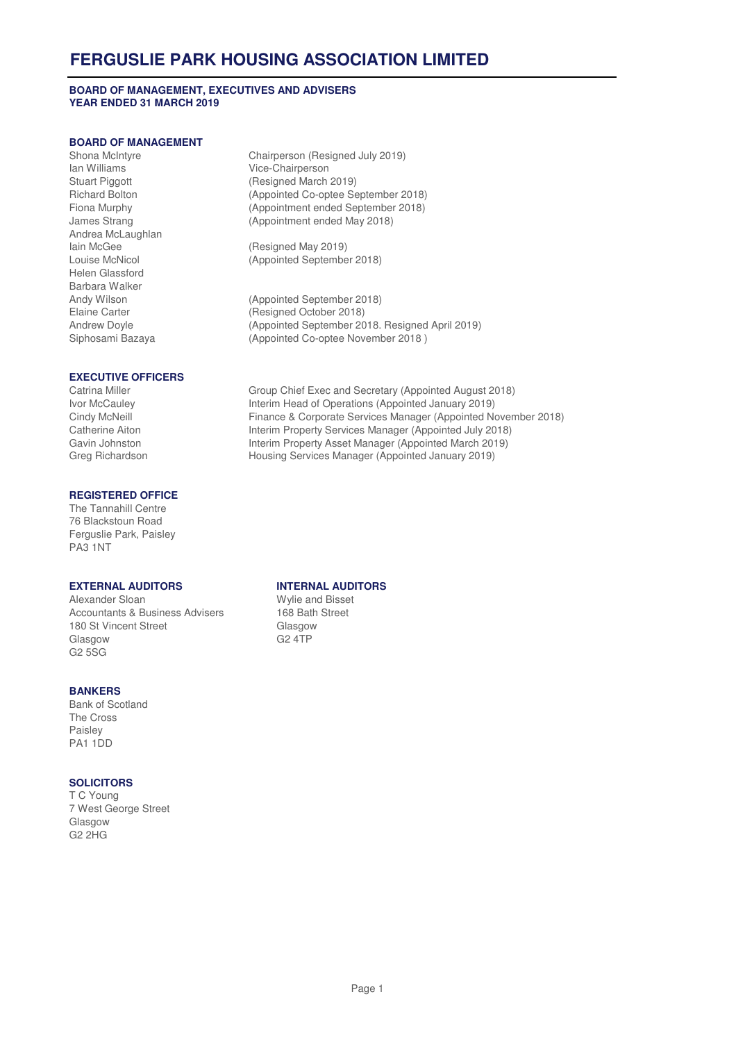# FERGUSLIE PARK HOUSING ASSOCIATION LIMITED

**BOARD OF MANAGEMENT, EXECUTIVES AND ADVISERS**
**YEAR ENDED 31 MARCH 2019**

## BOARD OF MANAGEMENT

| | |
|---|---|
| Shona McIntyre | Chairperson (Resigned July 2019) |
| Ian Williams | Vice-Chairperson |
| Stuart Piggott | (Resigned March 2019) |
| Richard Bolton | (Appointed Co-optee September 2018) |
| Fiona Murphy | (Appointment ended September 2018) |
| James Strang | (Appointment ended May 2018) |
| Andrea McLaughlan | |
| Iain McGee | (Resigned May 2019) |
| Louise McNicol | (Appointed September 2018) |
| Helen Glassford | |
| Barbara Walker | |
| Andy Wilson | (Appointed September 2018) |
| Elaine Carter | (Resigned October 2018) |
| Andrew Doyle | (Appointed September 2018. Resigned April 2019) |
| Siphosami Bazaya | (Appointed Co-optee November 2018 ) |

## EXECUTIVE OFFICERS

| | |
|---|---|
| Catrina Miller | Group Chief Exec and Secretary (Appointed August 2018) |
| Ivor McCauley | Interim Head of Operations (Appointed January 2019) |
| Cindy McNeill | Finance & Corporate Services Manager (Appointed November 2018) |
| Catherine Aiton | Interim Property Services Manager (Appointed July 2018) |
| Gavin Johnston | Interim Property Asset Manager (Appointed March 2019) |
| Greg Richardson | Housing Services Manager (Appointed January 2019) |

## REGISTERED OFFICE

The Tannahill Centre
76 Blackstoun Road
Ferguslie Park, Paisley
PA3 1NT

## EXTERNAL AUDITORS

Alexander Sloan
Accountants & Business Advisers
180 St Vincent Street
Glasgow
G2 5SG

## INTERNAL AUDITORS

Wylie and Bisset
168 Bath Street
Glasgow
G2 4TP

## BANKERS

Bank of Scotland
The Cross
Paisley
PA1 1DD

## SOLICITORS

T C Young
7 West George Street
Glasgow
G2 2HG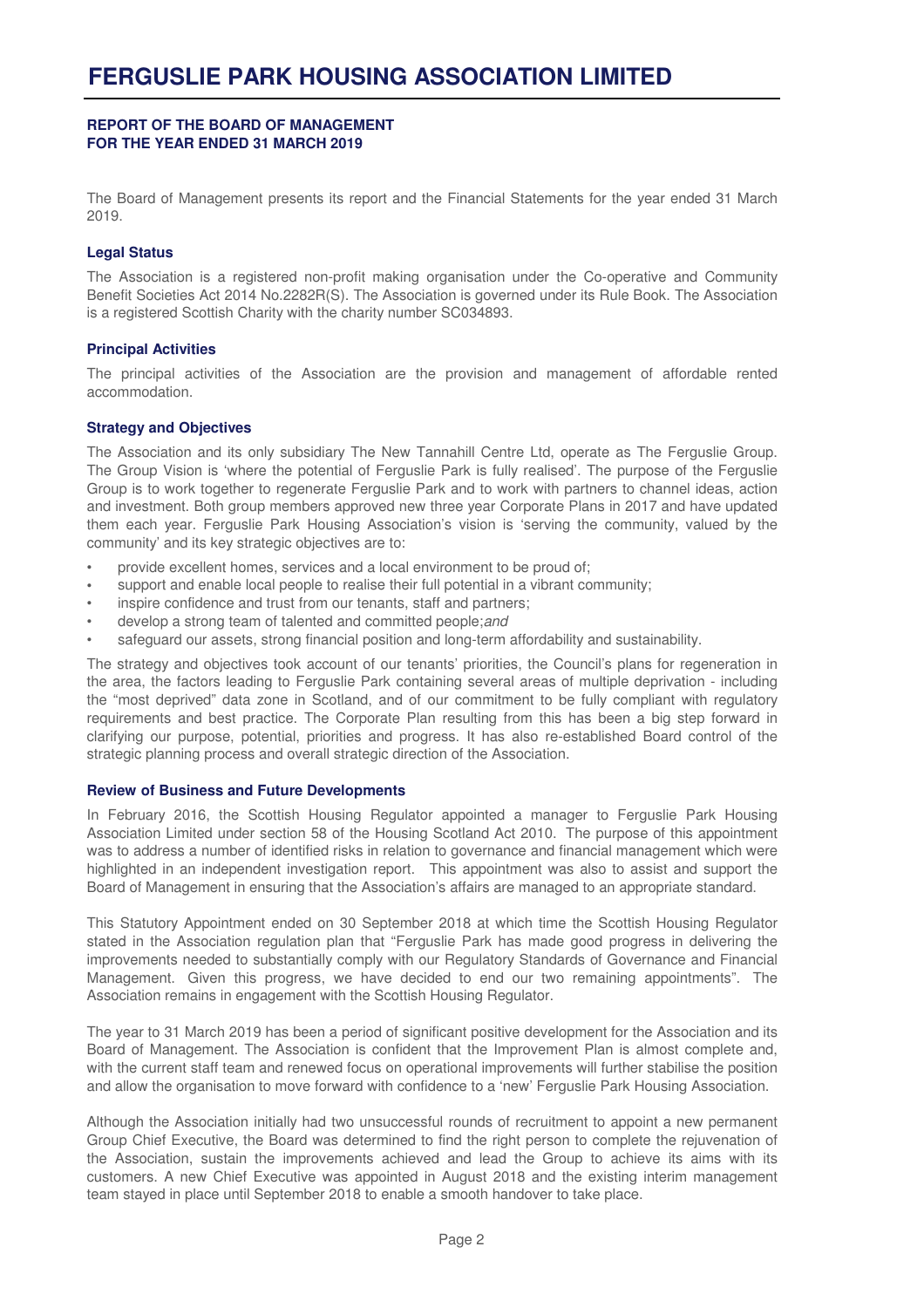**REPORT OF THE BOARD OF MANAGEMENT**
**FOR THE YEAR ENDED 31 MARCH 2019**

The Board of Management presents its report and the Financial Statements for the year ended 31 March 2019.

**Legal Status**

The Association is a registered non-profit making organisation under the Co-operative and Community Benefit Societies Act 2014 No.2282R(S). The Association is governed under its Rule Book. The Association is a registered Scottish Charity with the charity number SC034893.

**Principal Activities**

The principal activities of the Association are the provision and management of affordable rented accommodation.

**Strategy and Objectives**

The Association and its only subsidiary The New Tannahill Centre Ltd, operate as The Ferguslie Group. The Group Vision is 'where the potential of Ferguslie Park is fully realised'. The purpose of the Ferguslie Group is to work together to regenerate Ferguslie Park and to work with partners to channel ideas, action and investment. Both group members approved new three year Corporate Plans in 2017 and have updated them each year. Ferguslie Park Housing Association's vision is 'serving the community, valued by the community' and its key strategic objectives are to:

- provide excellent homes, services and a local environment to be proud of;
- support and enable local people to realise their full potential in a vibrant community;
- inspire confidence and trust from our tenants, staff and partners;
- develop a strong team of talented and committed people;*and*
- safeguard our assets, strong financial position and long-term affordability and sustainability.

The strategy and objectives took account of our tenants' priorities, the Council's plans for regeneration in the area, the factors leading to Ferguslie Park containing several areas of multiple deprivation - including the "most deprived" data zone in Scotland, and of our commitment to be fully compliant with regulatory requirements and best practice. The Corporate Plan resulting from this has been a big step forward in clarifying our purpose, potential, priorities and progress. It has also re-established Board control of the strategic planning process and overall strategic direction of the Association.

**Review of Business and Future Developments**

In February 2016, the Scottish Housing Regulator appointed a manager to Ferguslie Park Housing Association Limited under section 58 of the Housing Scotland Act 2010. The purpose of this appointment was to address a number of identified risks in relation to governance and financial management which were highlighted in an independent investigation report. This appointment was also to assist and support the Board of Management in ensuring that the Association's affairs are managed to an appropriate standard.

This Statutory Appointment ended on 30 September 2018 at which time the Scottish Housing Regulator stated in the Association regulation plan that "Ferguslie Park has made good progress in delivering the improvements needed to substantially comply with our Regulatory Standards of Governance and Financial Management. Given this progress, we have decided to end our two remaining appointments". The Association remains in engagement with the Scottish Housing Regulator.

The year to 31 March 2019 has been a period of significant positive development for the Association and its Board of Management. The Association is confident that the Improvement Plan is almost complete and, with the current staff team and renewed focus on operational improvements will further stabilise the position and allow the organisation to move forward with confidence to a 'new' Ferguslie Park Housing Association.

Although the Association initially had two unsuccessful rounds of recruitment to appoint a new permanent Group Chief Executive, the Board was determined to find the right person to complete the rejuvenation of the Association, sustain the improvements achieved and lead the Group to achieve its aims with its customers. A new Chief Executive was appointed in August 2018 and the existing interim management team stayed in place until September 2018 to enable a smooth handover to take place.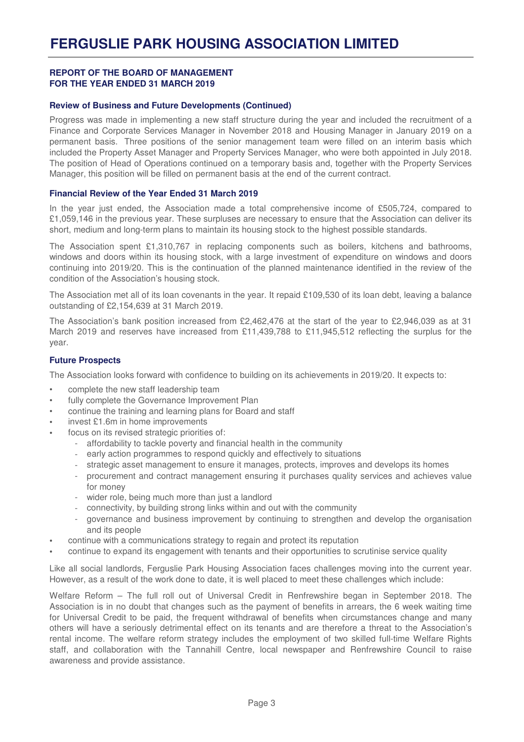# FERGUSLIE PARK HOUSING ASSOCIATION LIMITED

**REPORT OF THE BOARD OF MANAGEMENT**
**FOR THE YEAR ENDED 31 MARCH 2019**

### Review of Business and Future Developments (Continued)

Progress was made in implementing a new staff structure during the year and included the recruitment of a Finance and Corporate Services Manager in November 2018 and Housing Manager in January 2019 on a permanent basis. Three positions of the senior management team were filled on an interim basis which included the Property Asset Manager and Property Services Manager, who were both appointed in July 2018. The position of Head of Operations continued on a temporary basis and, together with the Property Services Manager, this position will be filled on permanent basis at the end of the current contract.

### Financial Review of the Year Ended 31 March 2019

In the year just ended, the Association made a total comprehensive income of £505,724, compared to £1,059,146 in the previous year. These surpluses are necessary to ensure that the Association can deliver its short, medium and long-term plans to maintain its housing stock to the highest possible standards.

The Association spent £1,310,767 in replacing components such as boilers, kitchens and bathrooms, windows and doors within its housing stock, with a large investment of expenditure on windows and doors continuing into 2019/20. This is the continuation of the planned maintenance identified in the review of the condition of the Association's housing stock.

The Association met all of its loan covenants in the year. It repaid £109,530 of its loan debt, leaving a balance outstanding of £2,154,639 at 31 March 2019.

The Association's bank position increased from £2,462,476 at the start of the year to £2,946,039 as at 31 March 2019 and reserves have increased from £11,439,788 to £11,945,512 reflecting the surplus for the year.

### Future Prospects

The Association looks forward with confidence to building on its achievements in 2019/20. It expects to:

- complete the new staff leadership team
- fully complete the Governance Improvement Plan
- continue the training and learning plans for Board and staff
- invest £1.6m in home improvements
- focus on its revised strategic priorities of:
  - affordability to tackle poverty and financial health in the community
  - early action programmes to respond quickly and effectively to situations
  - strategic asset management to ensure it manages, protects, improves and develops its homes
  - procurement and contract management ensuring it purchases quality services and achieves value for money
  - wider role, being much more than just a landlord
  - connectivity, by building strong links within and out with the community
  - governance and business improvement by continuing to strengthen and develop the organisation and its people
- continue with a communications strategy to regain and protect its reputation
- continue to expand its engagement with tenants and their opportunities to scrutinise service quality

Like all social landlords, Ferguslie Park Housing Association faces challenges moving into the current year. However, as a result of the work done to date, it is well placed to meet these challenges which include:

Welfare Reform – The full roll out of Universal Credit in Renfrewshire began in September 2018. The Association is in no doubt that changes such as the payment of benefits in arrears, the 6 week waiting time for Universal Credit to be paid, the frequent withdrawal of benefits when circumstances change and many others will have a seriously detrimental effect on its tenants and are therefore a threat to the Association's rental income. The welfare reform strategy includes the employment of two skilled full-time Welfare Rights staff, and collaboration with the Tannahill Centre, local newspaper and Renfrewshire Council to raise awareness and provide assistance.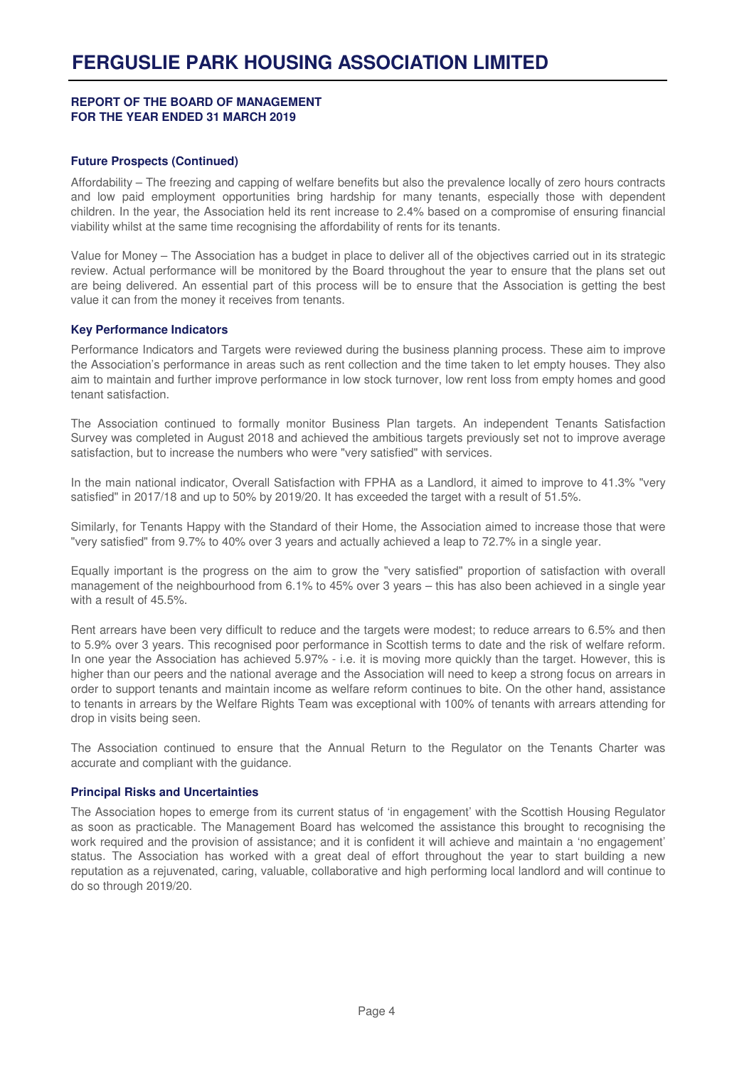# FERGUSLIE PARK HOUSING ASSOCIATION LIMITED

**REPORT OF THE BOARD OF MANAGEMENT**
**FOR THE YEAR ENDED 31 MARCH 2019**

### Future Prospects (Continued)

Affordability – The freezing and capping of welfare benefits but also the prevalence locally of zero hours contracts and low paid employment opportunities bring hardship for many tenants, especially those with dependent children. In the year, the Association held its rent increase to 2.4% based on a compromise of ensuring financial viability whilst at the same time recognising the affordability of rents for its tenants.

Value for Money – The Association has a budget in place to deliver all of the objectives carried out in its strategic review. Actual performance will be monitored by the Board throughout the year to ensure that the plans set out are being delivered. An essential part of this process will be to ensure that the Association is getting the best value it can from the money it receives from tenants.

### Key Performance Indicators

Performance Indicators and Targets were reviewed during the business planning process. These aim to improve the Association's performance in areas such as rent collection and the time taken to let empty houses. They also aim to maintain and further improve performance in low stock turnover, low rent loss from empty homes and good tenant satisfaction.

The Association continued to formally monitor Business Plan targets. An independent Tenants Satisfaction Survey was completed in August 2018 and achieved the ambitious targets previously set not to improve average satisfaction, but to increase the numbers who were "very satisfied" with services.

In the main national indicator, Overall Satisfaction with FPHA as a Landlord, it aimed to improve to 41.3% "very satisfied" in 2017/18 and up to 50% by 2019/20. It has exceeded the target with a result of 51.5%.

Similarly, for Tenants Happy with the Standard of their Home, the Association aimed to increase those that were "very satisfied" from 9.7% to 40% over 3 years and actually achieved a leap to 72.7% in a single year.

Equally important is the progress on the aim to grow the "very satisfied" proportion of satisfaction with overall management of the neighbourhood from 6.1% to 45% over 3 years – this has also been achieved in a single year with a result of 45.5%.

Rent arrears have been very difficult to reduce and the targets were modest; to reduce arrears to 6.5% and then to 5.9% over 3 years. This recognised poor performance in Scottish terms to date and the risk of welfare reform. In one year the Association has achieved 5.97% - i.e. it is moving more quickly than the target. However, this is higher than our peers and the national average and the Association will need to keep a strong focus on arrears in order to support tenants and maintain income as welfare reform continues to bite. On the other hand, assistance to tenants in arrears by the Welfare Rights Team was exceptional with 100% of tenants with arrears attending for drop in visits being seen.

The Association continued to ensure that the Annual Return to the Regulator on the Tenants Charter was accurate and compliant with the guidance.

### Principal Risks and Uncertainties

The Association hopes to emerge from its current status of 'in engagement' with the Scottish Housing Regulator as soon as practicable. The Management Board has welcomed the assistance this brought to recognising the work required and the provision of assistance; and it is confident it will achieve and maintain a 'no engagement' status. The Association has worked with a great deal of effort throughout the year to start building a new reputation as a rejuvenated, caring, valuable, collaborative and high performing local landlord and will continue to do so through 2019/20.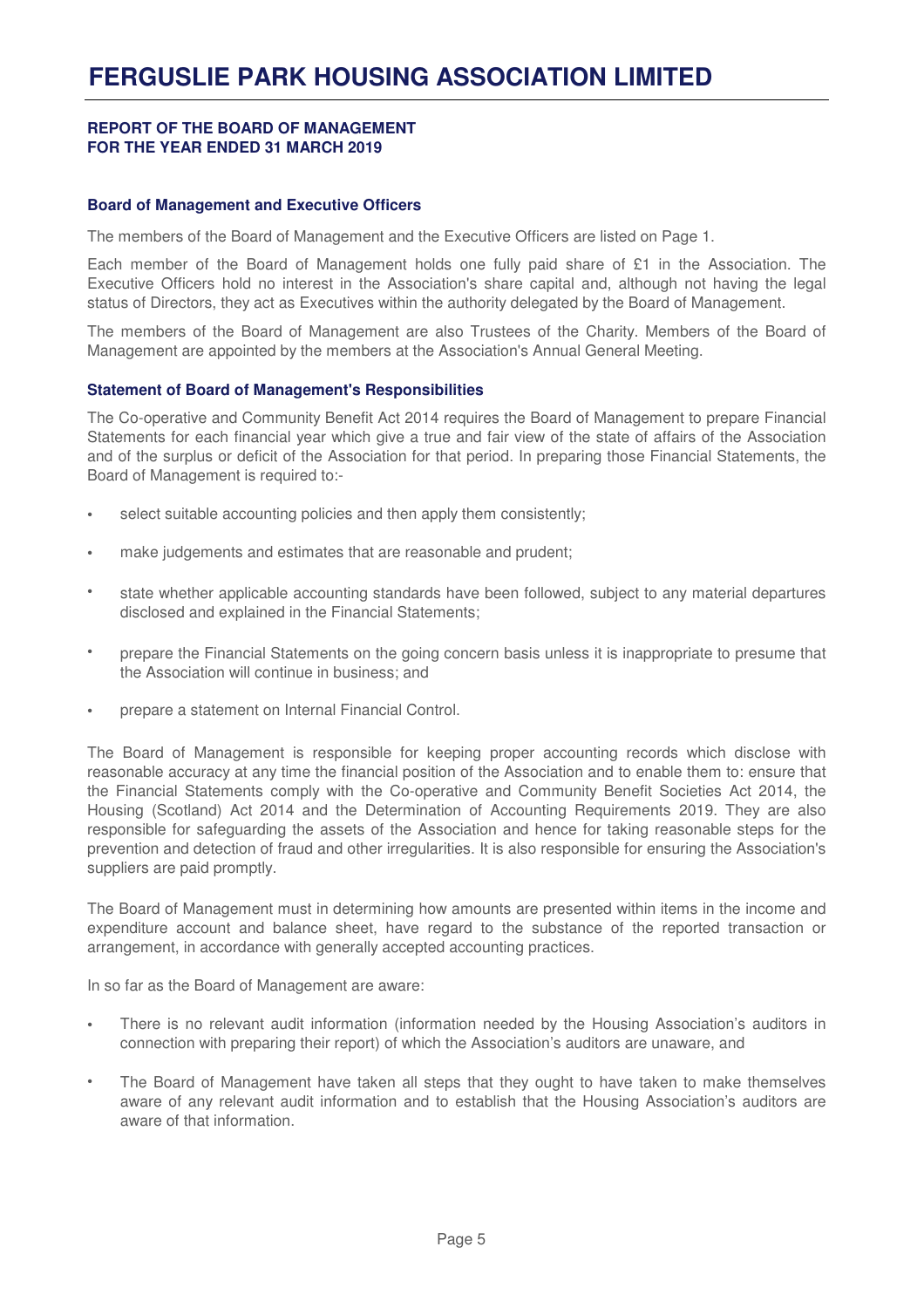## REPORT OF THE BOARD OF MANAGEMENT
## FOR THE YEAR ENDED 31 MARCH 2019

### Board of Management and Executive Officers

The members of the Board of Management and the Executive Officers are listed on Page 1.

Each member of the Board of Management holds one fully paid share of £1 in the Association. The Executive Officers hold no interest in the Association's share capital and, although not having the legal status of Directors, they act as Executives within the authority delegated by the Board of Management.

The members of the Board of Management are also Trustees of the Charity. Members of the Board of Management are appointed by the members at the Association's Annual General Meeting.

### Statement of Board of Management's Responsibilities

The Co-operative and Community Benefit Act 2014 requires the Board of Management to prepare Financial Statements for each financial year which give a true and fair view of the state of affairs of the Association and of the surplus or deficit of the Association for that period. In preparing those Financial Statements, the Board of Management is required to:-

- select suitable accounting policies and then apply them consistently;
- make judgements and estimates that are reasonable and prudent;
- state whether applicable accounting standards have been followed, subject to any material departures disclosed and explained in the Financial Statements;
- prepare the Financial Statements on the going concern basis unless it is inappropriate to presume that the Association will continue in business; and
- prepare a statement on Internal Financial Control.

The Board of Management is responsible for keeping proper accounting records which disclose with reasonable accuracy at any time the financial position of the Association and to enable them to: ensure that the Financial Statements comply with the Co-operative and Community Benefit Societies Act 2014, the Housing (Scotland) Act 2014 and the Determination of Accounting Requirements 2019. They are also responsible for safeguarding the assets of the Association and hence for taking reasonable steps for the prevention and detection of fraud and other irregularities. It is also responsible for ensuring the Association's suppliers are paid promptly.

The Board of Management must in determining how amounts are presented within items in the income and expenditure account and balance sheet, have regard to the substance of the reported transaction or arrangement, in accordance with generally accepted accounting practices.

In so far as the Board of Management are aware:

- There is no relevant audit information (information needed by the Housing Association's auditors in connection with preparing their report) of which the Association's auditors are unaware, and
- The Board of Management have taken all steps that they ought to have taken to make themselves aware of any relevant audit information and to establish that the Housing Association's auditors are aware of that information.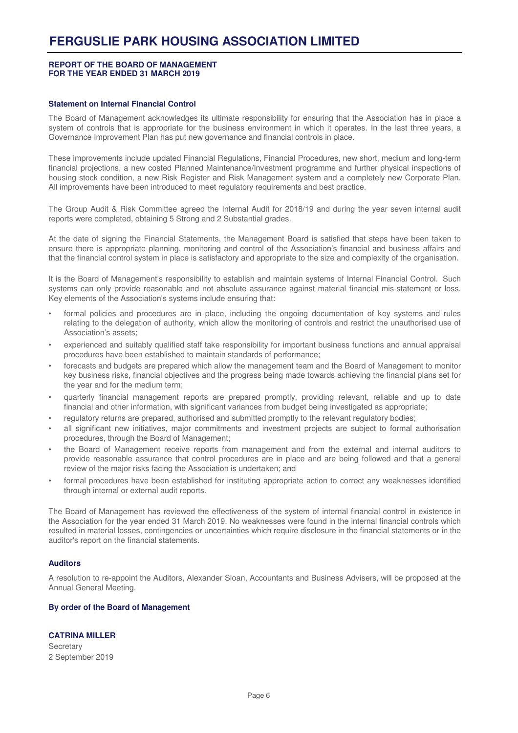# FERGUSLIE PARK HOUSING ASSOCIATION LIMITED

**REPORT OF THE BOARD OF MANAGEMENT**
**FOR THE YEAR ENDED 31 MARCH 2019**

### Statement on Internal Financial Control

The Board of Management acknowledges its ultimate responsibility for ensuring that the Association has in place a system of controls that is appropriate for the business environment in which it operates. In the last three years, a Governance Improvement Plan has put new governance and financial controls in place.

These improvements include updated Financial Regulations, Financial Procedures, new short, medium and long-term financial projections, a new costed Planned Maintenance/Investment programme and further physical inspections of housing stock condition, a new Risk Register and Risk Management system and a completely new Corporate Plan. All improvements have been introduced to meet regulatory requirements and best practice.

The Group Audit & Risk Committee agreed the Internal Audit for 2018/19 and during the year seven internal audit reports were completed, obtaining 5 Strong and 2 Substantial grades.

At the date of signing the Financial Statements, the Management Board is satisfied that steps have been taken to ensure there is appropriate planning, monitoring and control of the Association's financial and business affairs and that the financial control system in place is satisfactory and appropriate to the size and complexity of the organisation.

It is the Board of Management's responsibility to establish and maintain systems of Internal Financial Control. Such systems can only provide reasonable and not absolute assurance against material financial mis-statement or loss. Key elements of the Association's systems include ensuring that:

- formal policies and procedures are in place, including the ongoing documentation of key systems and rules relating to the delegation of authority, which allow the monitoring of controls and restrict the unauthorised use of Association's assets;
- experienced and suitably qualified staff take responsibility for important business functions and annual appraisal procedures have been established to maintain standards of performance;
- forecasts and budgets are prepared which allow the management team and the Board of Management to monitor key business risks, financial objectives and the progress being made towards achieving the financial plans set for the year and for the medium term;
- quarterly financial management reports are prepared promptly, providing relevant, reliable and up to date financial and other information, with significant variances from budget being investigated as appropriate;
- regulatory returns are prepared, authorised and submitted promptly to the relevant regulatory bodies;
- all significant new initiatives, major commitments and investment projects are subject to formal authorisation procedures, through the Board of Management;
- the Board of Management receive reports from management and from the external and internal auditors to provide reasonable assurance that control procedures are in place and are being followed and that a general review of the major risks facing the Association is undertaken; and
- formal procedures have been established for instituting appropriate action to correct any weaknesses identified through internal or external audit reports.

The Board of Management has reviewed the effectiveness of the system of internal financial control in existence in the Association for the year ended 31 March 2019. No weaknesses were found in the internal financial controls which resulted in material losses, contingencies or uncertainties which require disclosure in the financial statements or in the auditor's report on the financial statements.

### Auditors

A resolution to re-appoint the Auditors, Alexander Sloan, Accountants and Business Advisers, will be proposed at the Annual General Meeting.

**By order of the Board of Management**

**CATRINA MILLER**
Secretary
2 September 2019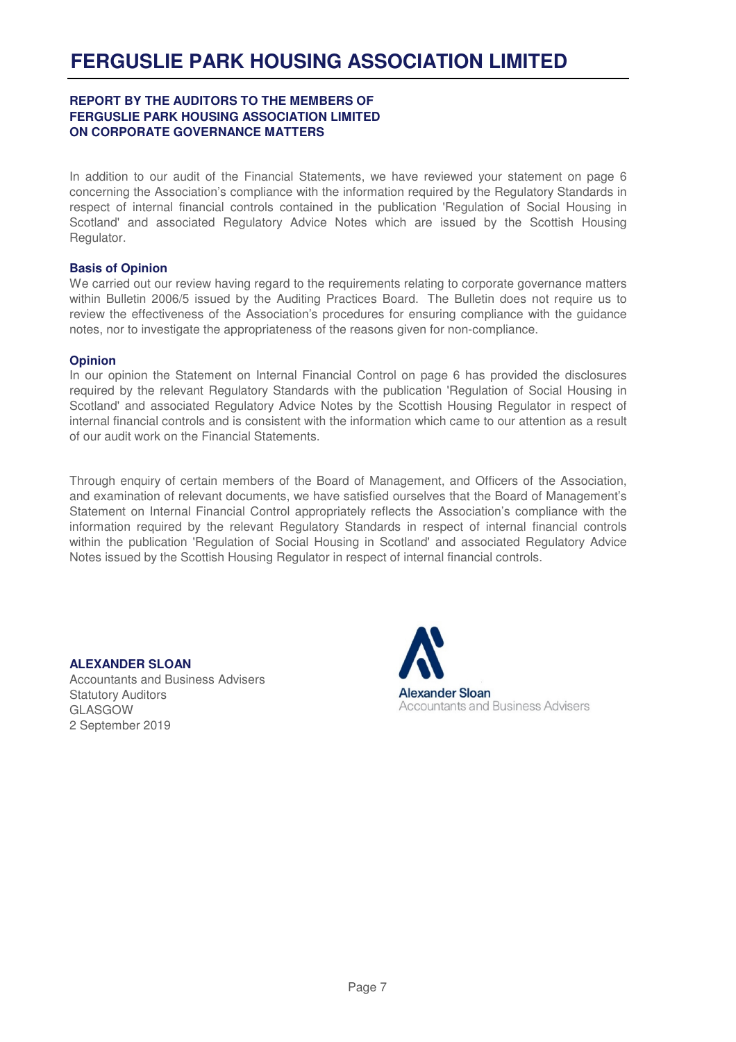# FERGUSLIE PARK HOUSING ASSOCIATION LIMITED

## REPORT BY THE AUDITORS TO THE MEMBERS OF FERGUSLIE PARK HOUSING ASSOCIATION LIMITED ON CORPORATE GOVERNANCE MATTERS

In addition to our audit of the Financial Statements, we have reviewed your statement on page 6 concerning the Association's compliance with the information required by the Regulatory Standards in respect of internal financial controls contained in the publication 'Regulation of Social Housing in Scotland' and associated Regulatory Advice Notes which are issued by the Scottish Housing Regulator.

### Basis of Opinion

We carried out our review having regard to the requirements relating to corporate governance matters within Bulletin 2006/5 issued by the Auditing Practices Board. The Bulletin does not require us to review the effectiveness of the Association's procedures for ensuring compliance with the guidance notes, nor to investigate the appropriateness of the reasons given for non-compliance.

### Opinion

In our opinion the Statement on Internal Financial Control on page 6 has provided the disclosures required by the relevant Regulatory Standards with the publication 'Regulation of Social Housing in Scotland' and associated Regulatory Advice Notes by the Scottish Housing Regulator in respect of internal financial controls and is consistent with the information which came to our attention as a result of our audit work on the Financial Statements.

Through enquiry of certain members of the Board of Management, and Officers of the Association, and examination of relevant documents, we have satisfied ourselves that the Board of Management's Statement on Internal Financial Control appropriately reflects the Association's compliance with the information required by the relevant Regulatory Standards in respect of internal financial controls within the publication 'Regulation of Social Housing in Scotland' and associated Regulatory Advice Notes issued by the Scottish Housing Regulator in respect of internal financial controls.

**ALEXANDER SLOAN**
Accountants and Business Advisers
Statutory Auditors
GLASGOW
2 September 2019

Alexander Sloan
Accountants and Business Advisers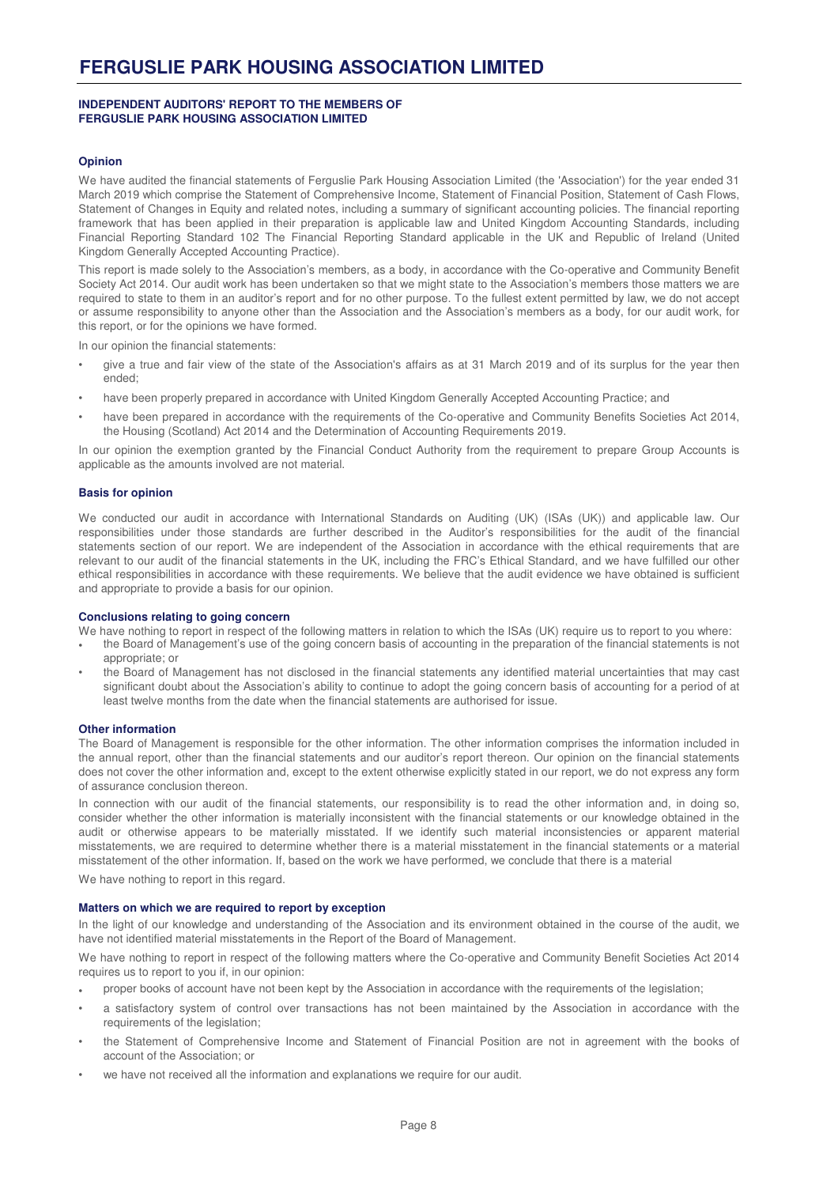# FERGUSLIE PARK HOUSING ASSOCIATION LIMITED

**INDEPENDENT AUDITORS' REPORT TO THE MEMBERS OF FERGUSLIE PARK HOUSING ASSOCIATION LIMITED**

### Opinion

We have audited the financial statements of Ferguslie Park Housing Association Limited (the 'Association') for the year ended 31 March 2019 which comprise the Statement of Comprehensive Income, Statement of Financial Position, Statement of Cash Flows, Statement of Changes in Equity and related notes, including a summary of significant accounting policies. The financial reporting framework that has been applied in their preparation is applicable law and United Kingdom Accounting Standards, including Financial Reporting Standard 102 The Financial Reporting Standard applicable in the UK and Republic of Ireland (United Kingdom Generally Accepted Accounting Practice).

This report is made solely to the Association's members, as a body, in accordance with the Co-operative and Community Benefit Society Act 2014. Our audit work has been undertaken so that we might state to the Association's members those matters we are required to state to them in an auditor's report and for no other purpose. To the fullest extent permitted by law, we do not accept or assume responsibility to anyone other than the Association and the Association's members as a body, for our audit work, for this report, or for the opinions we have formed.

In our opinion the financial statements:

- give a true and fair view of the state of the Association's affairs as at 31 March 2019 and of its surplus for the year then ended;
- have been properly prepared in accordance with United Kingdom Generally Accepted Accounting Practice; and
- have been prepared in accordance with the requirements of the Co-operative and Community Benefits Societies Act 2014, the Housing (Scotland) Act 2014 and the Determination of Accounting Requirements 2019.

In our opinion the exemption granted by the Financial Conduct Authority from the requirement to prepare Group Accounts is applicable as the amounts involved are not material.

### Basis for opinion

We conducted our audit in accordance with International Standards on Auditing (UK) (ISAs (UK)) and applicable law. Our responsibilities under those standards are further described in the Auditor's responsibilities for the audit of the financial statements section of our report. We are independent of the Association in accordance with the ethical requirements that are relevant to our audit of the financial statements in the UK, including the FRC's Ethical Standard, and we have fulfilled our other ethical responsibilities in accordance with these requirements. We believe that the audit evidence we have obtained is sufficient and appropriate to provide a basis for our opinion.

### Conclusions relating to going concern

We have nothing to report in respect of the following matters in relation to which the ISAs (UK) require us to report to you where:

- the Board of Management's use of the going concern basis of accounting in the preparation of the financial statements is not appropriate; or
- the Board of Management has not disclosed in the financial statements any identified material uncertainties that may cast significant doubt about the Association's ability to continue to adopt the going concern basis of accounting for a period of at least twelve months from the date when the financial statements are authorised for issue.

### Other information

The Board of Management is responsible for the other information. The other information comprises the information included in the annual report, other than the financial statements and our auditor's report thereon. Our opinion on the financial statements does not cover the other information and, except to the extent otherwise explicitly stated in our report, we do not express any form of assurance conclusion thereon.

In connection with our audit of the financial statements, our responsibility is to read the other information and, in doing so, consider whether the other information is materially inconsistent with the financial statements or our knowledge obtained in the audit or otherwise appears to be materially misstated. If we identify such material inconsistencies or apparent material misstatements, we are required to determine whether there is a material misstatement in the financial statements or a material misstatement of the other information. If, based on the work we have performed, we conclude that there is a material

We have nothing to report in this regard.

### Matters on which we are required to report by exception

In the light of our knowledge and understanding of the Association and its environment obtained in the course of the audit, we have not identified material misstatements in the Report of the Board of Management.

We have nothing to report in respect of the following matters where the Co-operative and Community Benefit Societies Act 2014 requires us to report to you if, in our opinion:

- proper books of account have not been kept by the Association in accordance with the requirements of the legislation;
- a satisfactory system of control over transactions has not been maintained by the Association in accordance with the requirements of the legislation;
- the Statement of Comprehensive Income and Statement of Financial Position are not in agreement with the books of account of the Association; or
- we have not received all the information and explanations we require for our audit.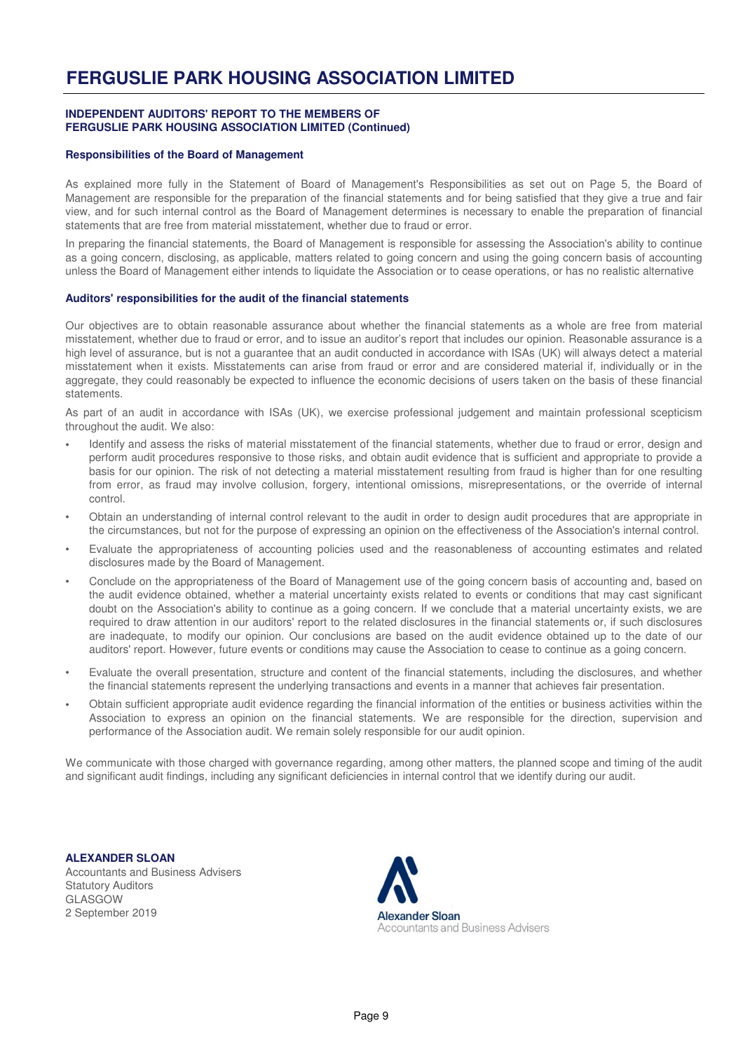# FERGUSLIE PARK HOUSING ASSOCIATION LIMITED

**INDEPENDENT AUDITORS' REPORT TO THE MEMBERS OF FERGUSLIE PARK HOUSING ASSOCIATION LIMITED (Continued)**

**Responsibilities of the Board of Management**

As explained more fully in the Statement of Board of Management's Responsibilities as set out on Page 5, the Board of Management are responsible for the preparation of the financial statements and for being satisfied that they give a true and fair view, and for such internal control as the Board of Management determines is necessary to enable the preparation of financial statements that are free from material misstatement, whether due to fraud or error.

In preparing the financial statements, the Board of Management is responsible for assessing the Association's ability to continue as a going concern, disclosing, as applicable, matters related to going concern and using the going concern basis of accounting unless the Board of Management either intends to liquidate the Association or to cease operations, or has no realistic alternative

**Auditors' responsibilities for the audit of the financial statements**

Our objectives are to obtain reasonable assurance about whether the financial statements as a whole are free from material misstatement, whether due to fraud or error, and to issue an auditor's report that includes our opinion. Reasonable assurance is a high level of assurance, but is not a guarantee that an audit conducted in accordance with ISAs (UK) will always detect a material misstatement when it exists. Misstatements can arise from fraud or error and are considered material if, individually or in the aggregate, they could reasonably be expected to influence the economic decisions of users taken on the basis of these financial statements.

As part of an audit in accordance with ISAs (UK), we exercise professional judgement and maintain professional scepticism throughout the audit. We also:

- Identify and assess the risks of material misstatement of the financial statements, whether due to fraud or error, design and perform audit procedures responsive to those risks, and obtain audit evidence that is sufficient and appropriate to provide a basis for our opinion. The risk of not detecting a material misstatement resulting from fraud is higher than for one resulting from error, as fraud may involve collusion, forgery, intentional omissions, misrepresentations, or the override of internal control.
- Obtain an understanding of internal control relevant to the audit in order to design audit procedures that are appropriate in the circumstances, but not for the purpose of expressing an opinion on the effectiveness of the Association's internal control.
- Evaluate the appropriateness of accounting policies used and the reasonableness of accounting estimates and related disclosures made by the Board of Management.
- Conclude on the appropriateness of the Board of Management use of the going concern basis of accounting and, based on the audit evidence obtained, whether a material uncertainty exists related to events or conditions that may cast significant doubt on the Association's ability to continue as a going concern. If we conclude that a material uncertainty exists, we are required to draw attention in our auditors' report to the related disclosures in the financial statements or, if such disclosures are inadequate, to modify our opinion. Our conclusions are based on the audit evidence obtained up to the date of our auditors' report. However, future events or conditions may cause the Association to cease to continue as a going concern.
- Evaluate the overall presentation, structure and content of the financial statements, including the disclosures, and whether the financial statements represent the underlying transactions and events in a manner that achieves fair presentation.
- Obtain sufficient appropriate audit evidence regarding the financial information of the entities or business activities within the Association to express an opinion on the financial statements. We are responsible for the direction, supervision and performance of the Association audit. We remain solely responsible for our audit opinion.

We communicate with those charged with governance regarding, among other matters, the planned scope and timing of the audit and significant audit findings, including any significant deficiencies in internal control that we identify during our audit.

**ALEXANDER SLOAN**
Accountants and Business Advisers
Statutory Auditors
GLASGOW
2 September 2019

Alexander Sloan
Accountants and Business Advisers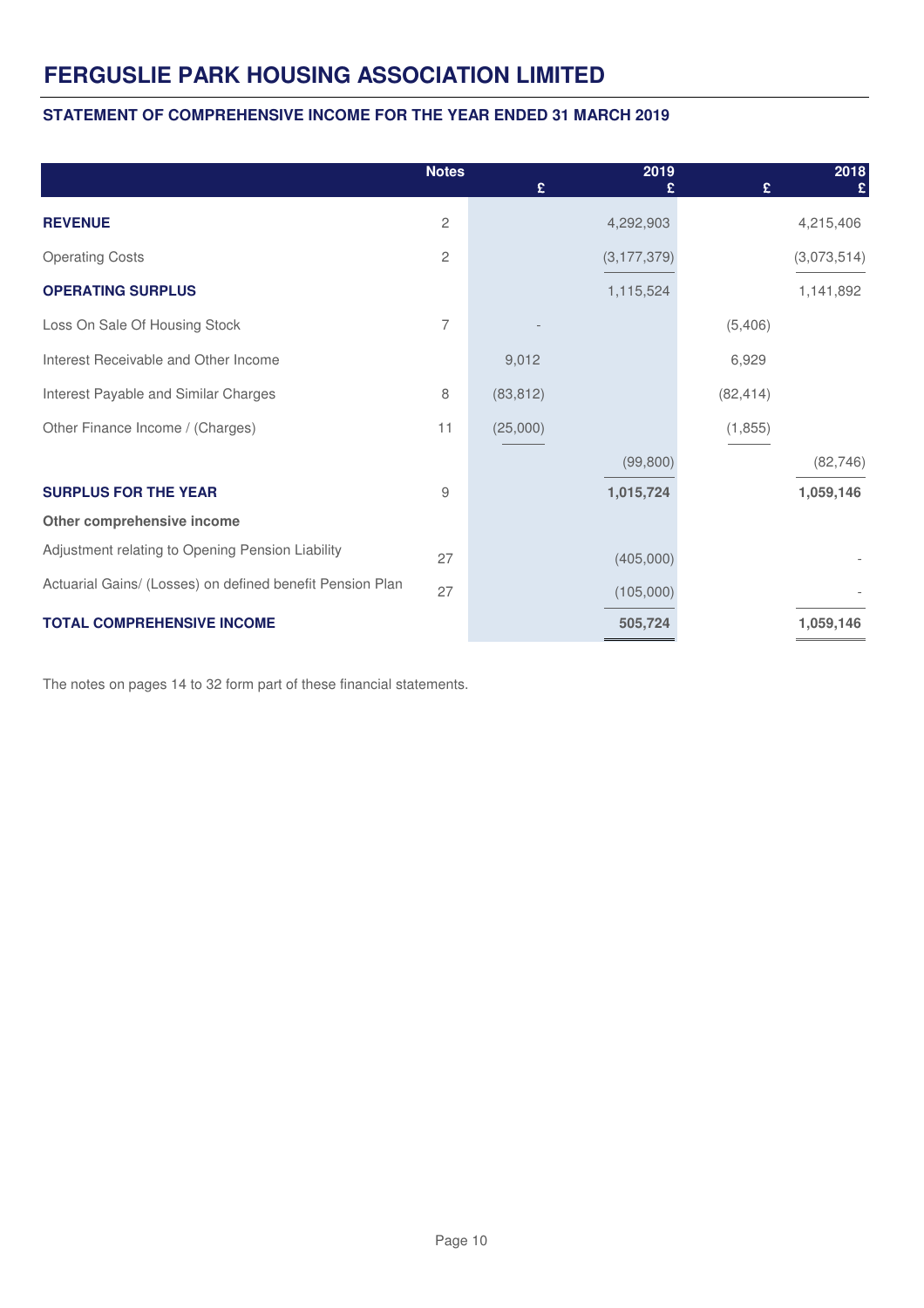# FERGUSLIE PARK HOUSING ASSOCIATION LIMITED

### STATEMENT OF COMPREHENSIVE INCOME FOR THE YEAR ENDED 31 MARCH 2019

| | Notes | 2019 £ | 2019 £ | 2018 £ | 2018 £ |
|---|---|---|---|---|---|
| **REVENUE** | 2 | | 4,292,903 | | 4,215,406 |
| Operating Costs | 2 | | (3,177,379) | | (3,073,514) |
| **OPERATING SURPLUS** | | | 1,115,524 | | 1,141,892 |
| Loss On Sale Of Housing Stock | 7 | - | | (5,406) | |
| Interest Receivable and Other Income | | 9,012 | | 6,929 | |
| Interest Payable and Similar Charges | 8 | (83,812) | | (82,414) | |
| Other Finance Income / (Charges) | 11 | (25,000) | | (1,855) | |
| | | | (99,800) | | (82,746) |
| **SURPLUS FOR THE YEAR** | 9 | | **1,015,724** | | **1,059,146** |
| **Other comprehensive income** | | | | | |
| Adjustment relating to Opening Pension Liability | 27 | | (405,000) | | - |
| Actuarial Gains/ (Losses) on defined benefit Pension Plan | 27 | | (105,000) | | - |
| **TOTAL COMPREHENSIVE INCOME** | | | **505,724** | | **1,059,146** |

The notes on pages 14 to 32 form part of these financial statements.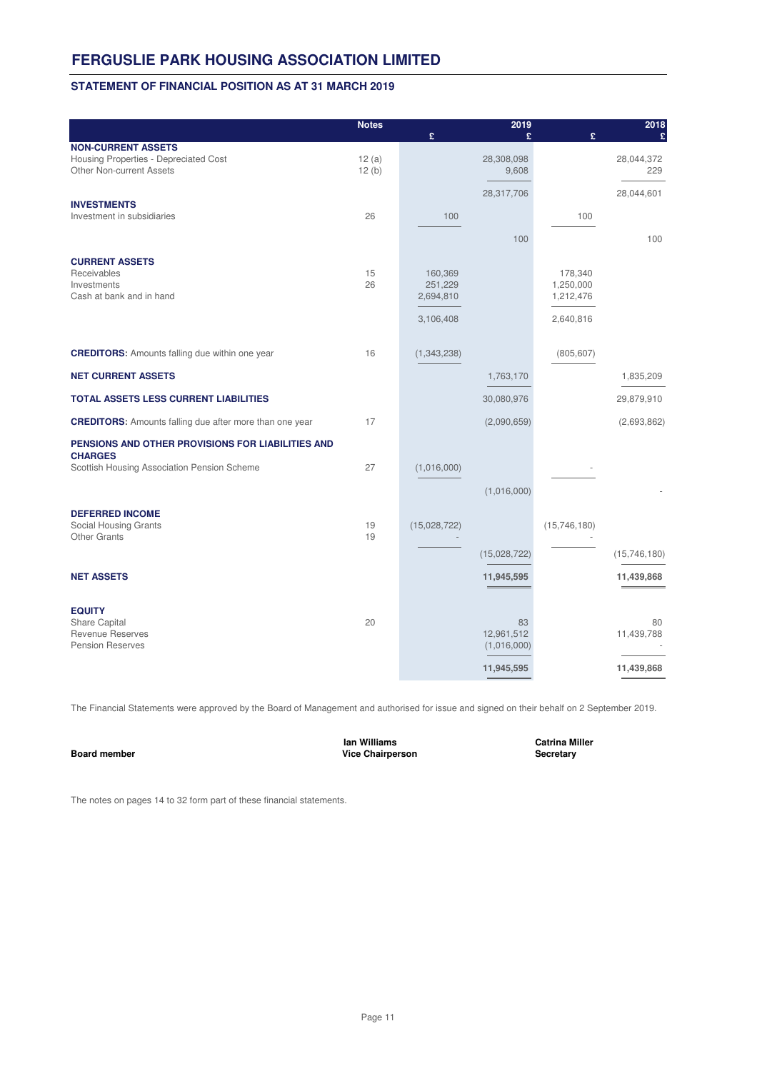# FERGUSLIE PARK HOUSING ASSOCIATION LIMITED

## STATEMENT OF FINANCIAL POSITION AS AT 31 MARCH 2019

| | Notes | 2019 £ | 2019 £ | 2018 £ | 2018 £ |
|---|---|---|---|---|---|
| **NON-CURRENT ASSETS** | | | | | |
| Housing Properties - Depreciated Cost | 12 (a) | | 28,308,098 | | 28,044,372 |
| Other Non-current Assets | 12 (b) | | 9,608 | | 229 |
| | | | 28,317,706 | | 28,044,601 |
| **INVESTMENTS** | | | | | |
| Investment in subsidiaries | 26 | 100 | | 100 | |
| | | | 100 | | 100 |
| **CURRENT ASSETS** | | | | | |
| Receivables | 15 | 160,369 | | 178,340 | |
| Investments | 26 | 251,229 | | 1,250,000 | |
| Cash at bank and in hand | | 2,694,810 | | 1,212,476 | |
| | | 3,106,408 | | 2,640,816 | |
| **CREDITORS:** Amounts falling due within one year | 16 | (1,343,238) | | (805,607) | |
| **NET CURRENT ASSETS** | | | 1,763,170 | | 1,835,209 |
| **TOTAL ASSETS LESS CURRENT LIABILITIES** | | | 30,080,976 | | 29,879,910 |
| **CREDITORS:** Amounts falling due after more than one year | 17 | | (2,090,659) | | (2,693,862) |
| **PENSIONS AND OTHER PROVISIONS FOR LIABILITIES AND CHARGES** | | | | | |
| Scottish Housing Association Pension Scheme | 27 | (1,016,000) | | - | |
| | | | (1,016,000) | | - |
| **DEFERRED INCOME** | | | | | |
| Social Housing Grants | 19 | (15,028,722) | | (15,746,180) | |
| Other Grants | 19 | - | | - | |
| | | | (15,028,722) | | (15,746,180) |
| **NET ASSETS** | | | **11,945,595** | | **11,439,868** |
| **EQUITY** | | | | | |
| Share Capital | 20 | | 83 | | 80 |
| Revenue Reserves | | | 12,961,512 | | 11,439,788 |
| Pension Reserves | | | (1,016,000) | | - |
| | | | **11,945,595** | | **11,439,868** |

The Financial Statements were approved by the Board of Management and authorised for issue and signed on their behalf on 2 September 2019.

| | | |
|---|---|---|
| **Board member** | **Ian Williams**<br>**Vice Chairperson** | **Catrina Miller**<br>**Secretary** |

The notes on pages 14 to 32 form part of these financial statements.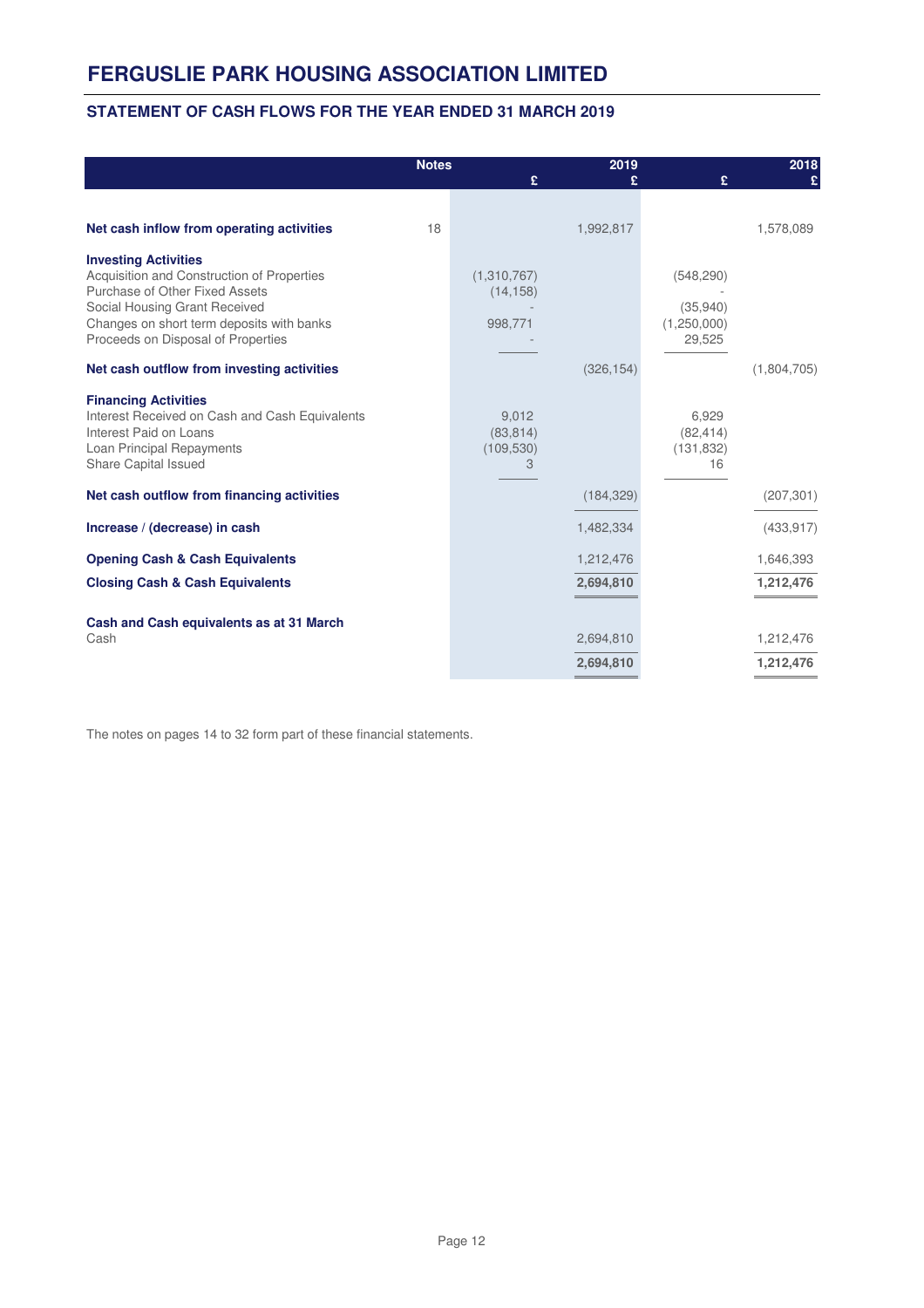# FERGUSLIE PARK HOUSING ASSOCIATION LIMITED

## STATEMENT OF CASH FLOWS FOR THE YEAR ENDED 31 MARCH 2019

| | Notes | 2019 £ | 2019 £ | 2018 £ | 2018 £ |
|---|---|---|---|---|---|
| **Net cash inflow from operating activities** | 18 | | 1,992,817 | | 1,578,089 |
| **Investing Activities** | | | | | |
| Acquisition and Construction of Properties | | (1,310,767) | | (548,290) | |
| Purchase of Other Fixed Assets | | (14,158) | | - | |
| Social Housing Grant Received | | - | | (35,940) | |
| Changes on short term deposits with banks | | 998,771 | | (1,250,000) | |
| Proceeds on Disposal of Properties | | - | | 29,525 | |
| **Net cash outflow from investing activities** | | | (326,154) | | (1,804,705) |
| **Financing Activities** | | | | | |
| Interest Received on Cash and Cash Equivalents | | 9,012 | | 6,929 | |
| Interest Paid on Loans | | (83,814) | | (82,414) | |
| Loan Principal Repayments | | (109,530) | | (131,832) | |
| Share Capital Issued | | 3 | | 16 | |
| **Net cash outflow from financing activities** | | | (184,329) | | (207,301) |
| **Increase / (decrease) in cash** | | | 1,482,334 | | (433,917) |
| **Opening Cash & Cash Equivalents** | | | 1,212,476 | | 1,646,393 |
| **Closing Cash & Cash Equivalents** | | | **2,694,810** | | **1,212,476** |
| **Cash and Cash equivalents as at 31 March** | | | | | |
| Cash | | | 2,694,810 | | 1,212,476 |
| | | | **2,694,810** | | **1,212,476** |

The notes on pages 14 to 32 form part of these financial statements.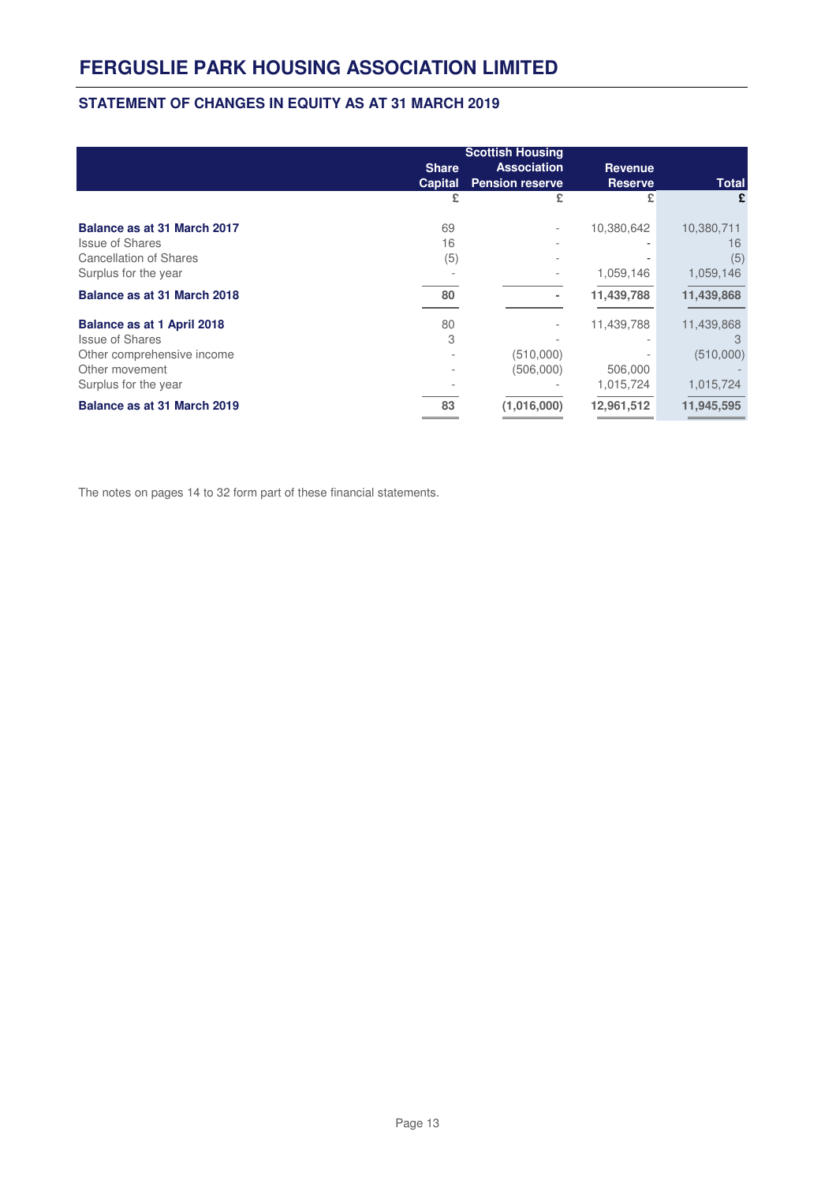# FERGUSLIE PARK HOUSING ASSOCIATION LIMITED

## STATEMENT OF CHANGES IN EQUITY AS AT 31 MARCH 2019

| | Share Capital | Scottish Housing Association Pension reserve | Revenue Reserve | Total |
|---|---|---|---|---|
| | £ | £ | £ | £ |
| **Balance as at 31 March 2017** | 69 | - | 10,380,642 | 10,380,711 |
| Issue of Shares | 16 | - | - | 16 |
| Cancellation of Shares | (5) | - | - | (5) |
| Surplus for the year | - | - | 1,059,146 | 1,059,146 |
| **Balance as at 31 March 2018** | **80** | **-** | **11,439,788** | **11,439,868** |
| **Balance as at 1 April 2018** | 80 | - | 11,439,788 | 11,439,868 |
| Issue of Shares | 3 | - | - | 3 |
| Other comprehensive income | - | (510,000) | - | (510,000) |
| Other movement | - | (506,000) | 506,000 | - |
| Surplus for the year | - | - | 1,015,724 | 1,015,724 |
| **Balance as at 31 March 2019** | **83** | **(1,016,000)** | **12,961,512** | **11,945,595** |

The notes on pages 14 to 32 form part of these financial statements.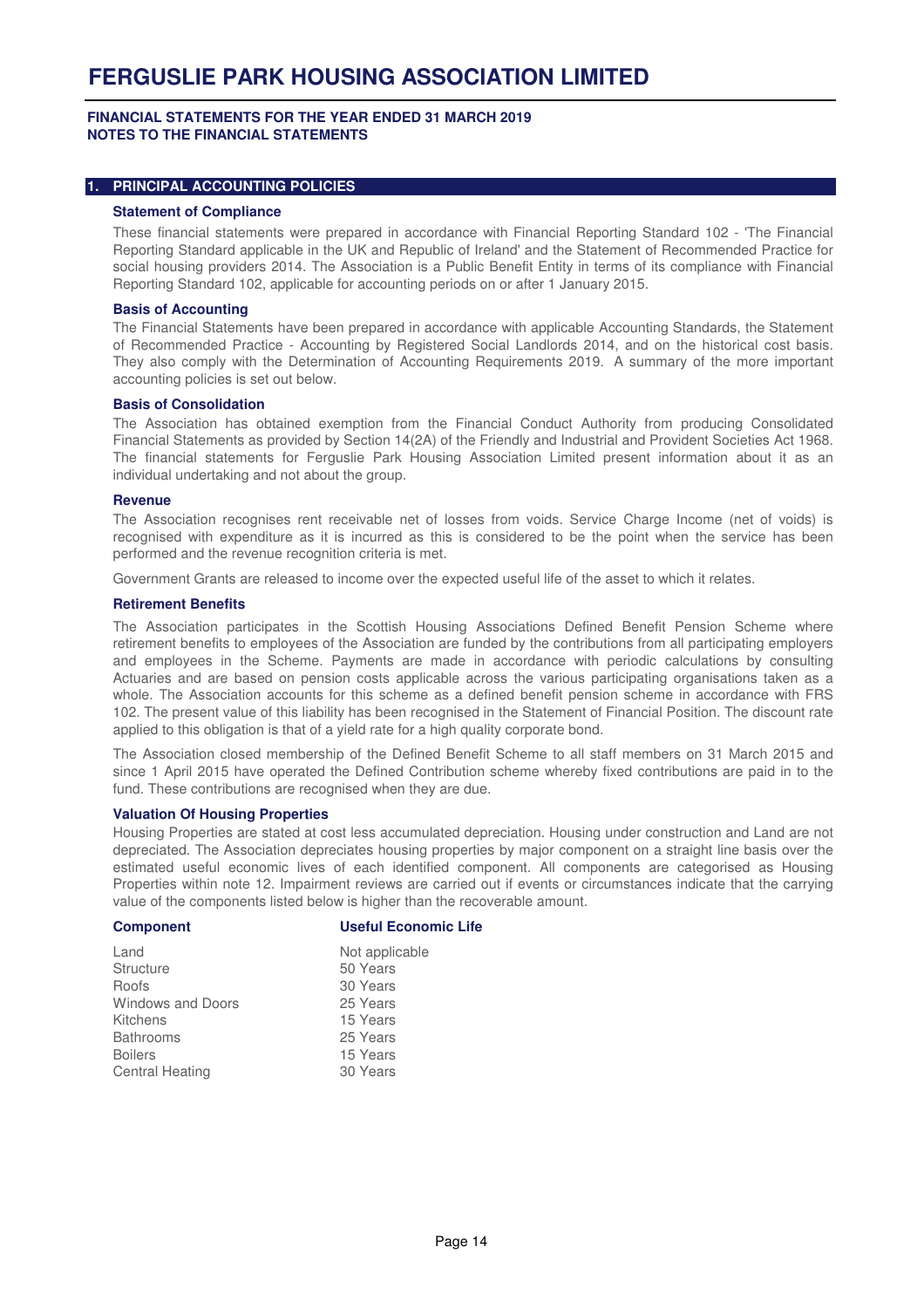# FERGUSLIE PARK HOUSING ASSOCIATION LIMITED

**FINANCIAL STATEMENTS FOR THE YEAR ENDED 31 MARCH 2019**
**NOTES TO THE FINANCIAL STATEMENTS**

## 1. PRINCIPAL ACCOUNTING POLICIES

### Statement of Compliance

These financial statements were prepared in accordance with Financial Reporting Standard 102 - 'The Financial Reporting Standard applicable in the UK and Republic of Ireland' and the Statement of Recommended Practice for social housing providers 2014. The Association is a Public Benefit Entity in terms of its compliance with Financial Reporting Standard 102, applicable for accounting periods on or after 1 January 2015.

### Basis of Accounting

The Financial Statements have been prepared in accordance with applicable Accounting Standards, the Statement of Recommended Practice - Accounting by Registered Social Landlords 2014, and on the historical cost basis. They also comply with the Determination of Accounting Requirements 2019. A summary of the more important accounting policies is set out below.

### Basis of Consolidation

The Association has obtained exemption from the Financial Conduct Authority from producing Consolidated Financial Statements as provided by Section 14(2A) of the Friendly and Industrial and Provident Societies Act 1968. The financial statements for Ferguslie Park Housing Association Limited present information about it as an individual undertaking and not about the group.

### Revenue

The Association recognises rent receivable net of losses from voids. Service Charge Income (net of voids) is recognised with expenditure as it is incurred as this is considered to be the point when the service has been performed and the revenue recognition criteria is met.

Government Grants are released to income over the expected useful life of the asset to which it relates.

### Retirement Benefits

The Association participates in the Scottish Housing Associations Defined Benefit Pension Scheme where retirement benefits to employees of the Association are funded by the contributions from all participating employers and employees in the Scheme. Payments are made in accordance with periodic calculations by consulting Actuaries and are based on pension costs applicable across the various participating organisations taken as a whole. The Association accounts for this scheme as a defined benefit pension scheme in accordance with FRS 102. The present value of this liability has been recognised in the Statement of Financial Position. The discount rate applied to this obligation is that of a yield rate for a high quality corporate bond.

The Association closed membership of the Defined Benefit Scheme to all staff members on 31 March 2015 and since 1 April 2015 have operated the Defined Contribution scheme whereby fixed contributions are paid in to the fund. These contributions are recognised when they are due.

### Valuation Of Housing Properties

Housing Properties are stated at cost less accumulated depreciation. Housing under construction and Land are not depreciated. The Association depreciates housing properties by major component on a straight line basis over the estimated useful economic lives of each identified component. All components are categorised as Housing Properties within note 12. Impairment reviews are carried out if events or circumstances indicate that the carrying value of the components listed below is higher than the recoverable amount.

| Component | Useful Economic Life |
|---|---|
| Land | Not applicable |
| Structure | 50 Years |
| Roofs | 30 Years |
| Windows and Doors | 25 Years |
| Kitchens | 15 Years |
| Bathrooms | 25 Years |
| Boilers | 15 Years |
| Central Heating | 30 Years |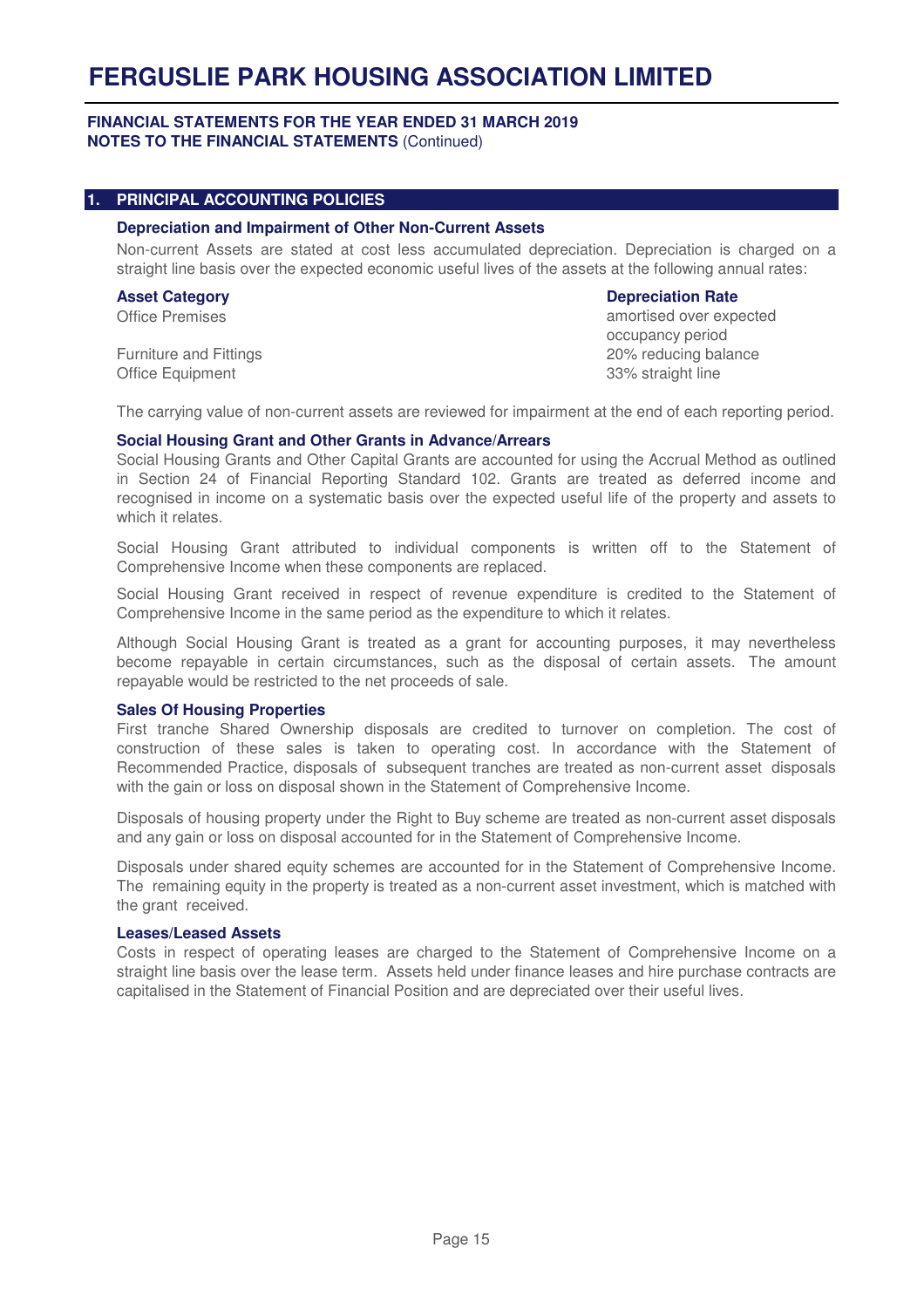## 1. PRINCIPAL ACCOUNTING POLICIES

### Depreciation and Impairment of Other Non-Current Assets

Non-current Assets are stated at cost less accumulated depreciation. Depreciation is charged on a straight line basis over the expected economic useful lives of the assets at the following annual rates:

| Asset Category | Depreciation Rate |
|---|---|
| Office Premises | amortised over expected occupancy period |
| Furniture and Fittings | 20% reducing balance |
| Office Equipment | 33% straight line |

The carrying value of non-current assets are reviewed for impairment at the end of each reporting period.

### Social Housing Grant and Other Grants in Advance/Arrears

Social Housing Grants and Other Capital Grants are accounted for using the Accrual Method as outlined in Section 24 of Financial Reporting Standard 102. Grants are treated as deferred income and recognised in income on a systematic basis over the expected useful life of the property and assets to which it relates.

Social Housing Grant attributed to individual components is written off to the Statement of Comprehensive Income when these components are replaced.

Social Housing Grant received in respect of revenue expenditure is credited to the Statement of Comprehensive Income in the same period as the expenditure to which it relates.

Although Social Housing Grant is treated as a grant for accounting purposes, it may nevertheless become repayable in certain circumstances, such as the disposal of certain assets. The amount repayable would be restricted to the net proceeds of sale.

### Sales Of Housing Properties

First tranche Shared Ownership disposals are credited to turnover on completion. The cost of construction of these sales is taken to operating cost. In accordance with the Statement of Recommended Practice, disposals of subsequent tranches are treated as non-current asset disposals with the gain or loss on disposal shown in the Statement of Comprehensive Income.

Disposals of housing property under the Right to Buy scheme are treated as non-current asset disposals and any gain or loss on disposal accounted for in the Statement of Comprehensive Income.

Disposals under shared equity schemes are accounted for in the Statement of Comprehensive Income. The remaining equity in the property is treated as a non-current asset investment, which is matched with the grant received.

### Leases/Leased Assets

Costs in respect of operating leases are charged to the Statement of Comprehensive Income on a straight line basis over the lease term. Assets held under finance leases and hire purchase contracts are capitalised in the Statement of Financial Position and are depreciated over their useful lives.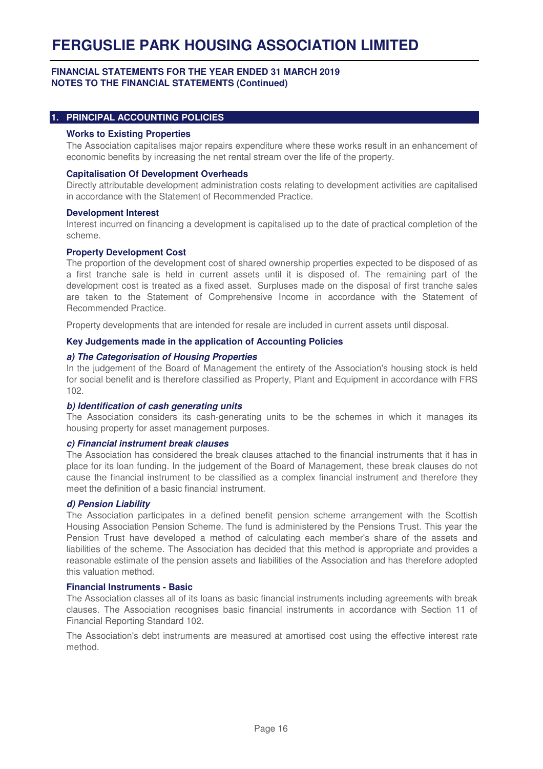## 1. PRINCIPAL ACCOUNTING POLICIES

### Works to Existing Properties

The Association capitalises major repairs expenditure where these works result in an enhancement of economic benefits by increasing the net rental stream over the life of the property.

### Capitalisation Of Development Overheads

Directly attributable development administration costs relating to development activities are capitalised in accordance with the Statement of Recommended Practice.

### Development Interest

Interest incurred on financing a development is capitalised up to the date of practical completion of the scheme.

### Property Development Cost

The proportion of the development cost of shared ownership properties expected to be disposed of as a first tranche sale is held in current assets until it is disposed of. The remaining part of the development cost is treated as a fixed asset. Surpluses made on the disposal of first tranche sales are taken to the Statement of Comprehensive Income in accordance with the Statement of Recommended Practice.

Property developments that are intended for resale are included in current assets until disposal.

### Key Judgements made in the application of Accounting Policies

***a) The Categorisation of Housing Properties***

In the judgement of the Board of Management the entirety of the Association's housing stock is held for social benefit and is therefore classified as Property, Plant and Equipment in accordance with FRS 102.

***b) Identification of cash generating units***

The Association considers its cash-generating units to be the schemes in which it manages its housing property for asset management purposes.

***c) Financial instrument break clauses***

The Association has considered the break clauses attached to the financial instruments that it has in place for its loan funding. In the judgement of the Board of Management, these break clauses do not cause the financial instrument to be classified as a complex financial instrument and therefore they meet the definition of a basic financial instrument.

***d) Pension Liability***

The Association participates in a defined benefit pension scheme arrangement with the Scottish Housing Association Pension Scheme. The fund is administered by the Pensions Trust. This year the Pension Trust have developed a method of calculating each member's share of the assets and liabilities of the scheme. The Association has decided that this method is appropriate and provides a reasonable estimate of the pension assets and liabilities of the Association and has therefore adopted this valuation method.

### Financial Instruments - Basic

The Association classes all of its loans as basic financial instruments including agreements with break clauses. The Association recognises basic financial instruments in accordance with Section 11 of Financial Reporting Standard 102.

The Association's debt instruments are measured at amortised cost using the effective interest rate method.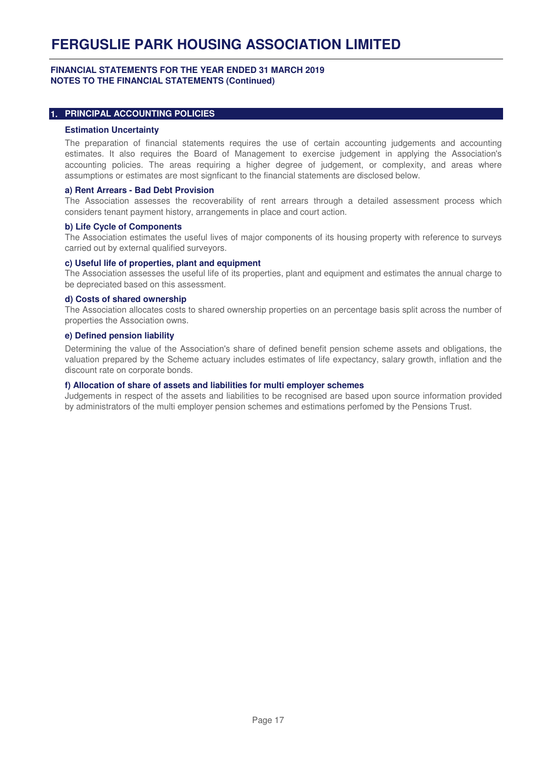## 1. PRINCIPAL ACCOUNTING POLICIES

### Estimation Uncertainty

The preparation of financial statements requires the use of certain accounting judgements and accounting estimates. It also requires the Board of Management to exercise judgement in applying the Association's accounting policies. The areas requiring a higher degree of judgement, or complexity, and areas where assumptions or estimates are most signficant to the financial statements are disclosed below.

**a) Rent Arrears - Bad Debt Provision**

The Association assesses the recoverability of rent arrears through a detailed assessment process which considers tenant payment history, arrangements in place and court action.

**b) Life Cycle of Components**

The Association estimates the useful lives of major components of its housing property with reference to surveys carried out by external qualified surveyors.

**c) Useful life of properties, plant and equipment**

The Association assesses the useful life of its properties, plant and equipment and estimates the annual charge to be depreciated based on this assessment.

**d) Costs of shared ownership**

The Association allocates costs to shared ownership properties on an percentage basis split across the number of properties the Association owns.

**e) Defined pension liability**

Determining the value of the Association's share of defined benefit pension scheme assets and obligations, the valuation prepared by the Scheme actuary includes estimates of life expectancy, salary growth, inflation and the discount rate on corporate bonds.

**f) Allocation of share of assets and liabilities for multi employer schemes**

Judgements in respect of the assets and liabilities to be recognised are based upon source information provided by administrators of the multi employer pension schemes and estimations perfomed by the Pensions Trust.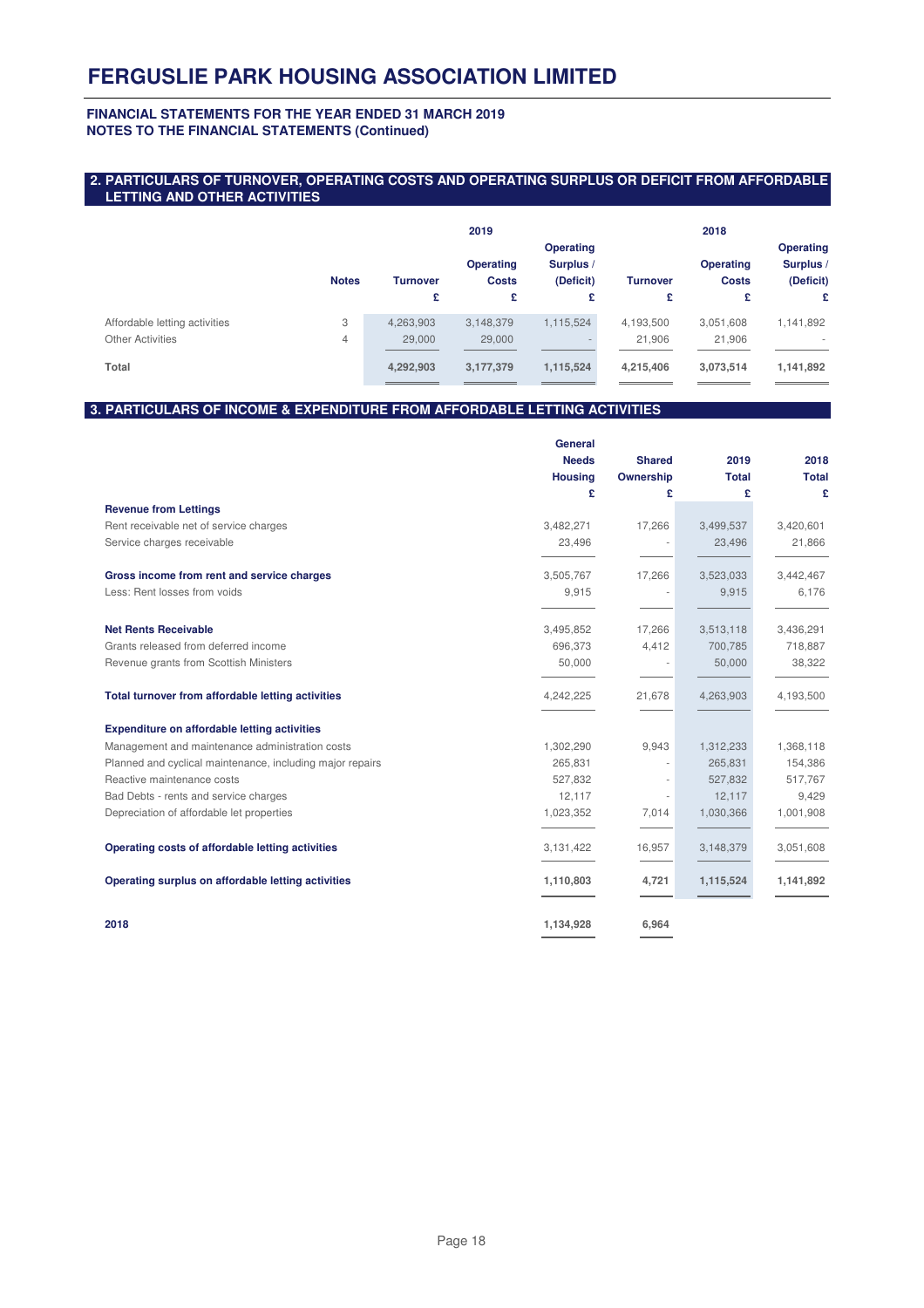# FERGUSLIE PARK HOUSING ASSOCIATION LIMITED

**FINANCIAL STATEMENTS FOR THE YEAR ENDED 31 MARCH 2019**
**NOTES TO THE FINANCIAL STATEMENTS (Continued)**

## 2. PARTICULARS OF TURNOVER, OPERATING COSTS AND OPERATING SURPLUS OR DEFICIT FROM AFFORDABLE LETTING AND OTHER ACTIVITIES

| | | 2019 | | | 2018 | | |
|---|---|---|---|---|---|---|---|
| | **Notes** | **Turnover £** | **Operating Costs £** | **Operating Surplus / (Deficit) £** | **Turnover £** | **Operating Costs £** | **Operating Surplus / (Deficit) £** |
| Affordable letting activities | 3 | 4,263,903 | 3,148,379 | 1,115,524 | 4,193,500 | 3,051,608 | 1,141,892 |
| Other Activities | 4 | 29,000 | 29,000 | - | 21,906 | 21,906 | - |
| **Total** | | **4,292,903** | **3,177,379** | **1,115,524** | **4,215,406** | **3,073,514** | **1,141,892** |

## 3. PARTICULARS OF INCOME & EXPENDITURE FROM AFFORDABLE LETTING ACTIVITIES

| | **General Needs Housing £** | **Shared Ownership £** | **2019 Total £** | **2018 Total £** |
|---|---|---|---|---|
| **Revenue from Lettings** | | | | |
| Rent receivable net of service charges | 3,482,271 | 17,266 | 3,499,537 | 3,420,601 |
| Service charges receivable | 23,496 | - | 23,496 | 21,866 |
| **Gross income from rent and service charges** | 3,505,767 | 17,266 | 3,523,033 | 3,442,467 |
| Less: Rent losses from voids | 9,915 | - | 9,915 | 6,176 |
| **Net Rents Receivable** | 3,495,852 | 17,266 | 3,513,118 | 3,436,291 |
| Grants released from deferred income | 696,373 | 4,412 | 700,785 | 718,887 |
| Revenue grants from Scottish Ministers | 50,000 | - | 50,000 | 38,322 |
| **Total turnover from affordable letting activities** | 4,242,225 | 21,678 | 4,263,903 | 4,193,500 |
| **Expenditure on affordable letting activities** | | | | |
| Management and maintenance administration costs | 1,302,290 | 9,943 | 1,312,233 | 1,368,118 |
| Planned and cyclical maintenance, including major repairs | 265,831 | - | 265,831 | 154,386 |
| Reactive maintenance costs | 527,832 | - | 527,832 | 517,767 |
| Bad Debts - rents and service charges | 12,117 | - | 12,117 | 9,429 |
| Depreciation of affordable let properties | 1,023,352 | 7,014 | 1,030,366 | 1,001,908 |
| **Operating costs of affordable letting activities** | 3,131,422 | 16,957 | 3,148,379 | 3,051,608 |
| **Operating surplus on affordable letting activities** | **1,110,803** | **4,721** | **1,115,524** | **1,141,892** |
| **2018** | **1,134,928** | **6,964** | | |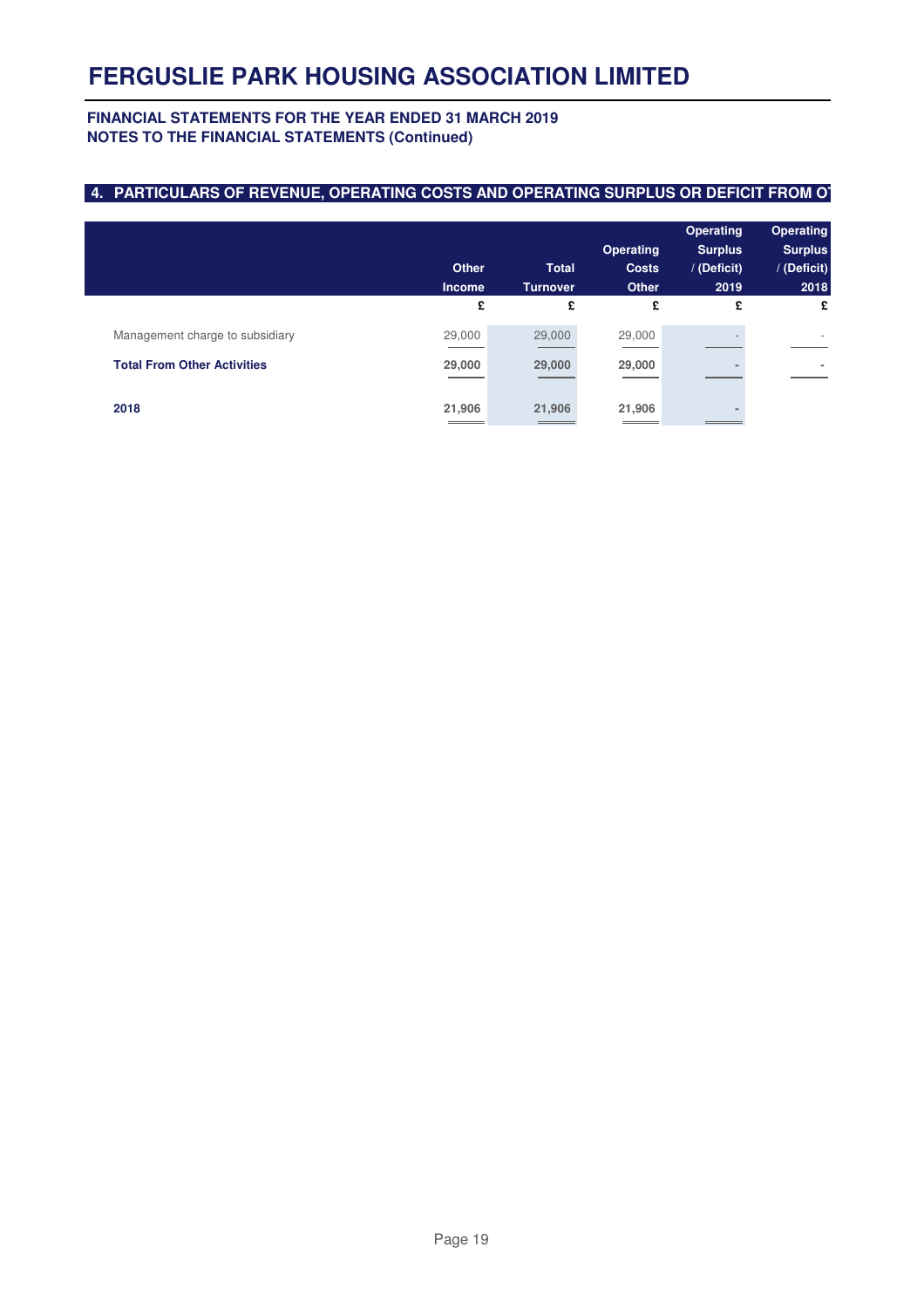# FERGUSLIE PARK HOUSING ASSOCIATION LIMITED

**FINANCIAL STATEMENTS FOR THE YEAR ENDED 31 MARCH 2019**
**NOTES TO THE FINANCIAL STATEMENTS (Continued)**

## 4. PARTICULARS OF REVENUE, OPERATING COSTS AND OPERATING SURPLUS OR DEFICIT FROM OT

| | Other Income | Total Turnover | Operating Costs Other | Operating Surplus / (Deficit) 2019 | Operating Surplus / (Deficit) 2018 |
|---|---|---|---|---|---|
| | £ | £ | £ | £ | £ |
| Management charge to subsidiary | 29,000 | 29,000 | 29,000 | - | - |
| **Total From Other Activities** | **29,000** | **29,000** | **29,000** | **-** | **-** |
| **2018** | **21,906** | **21,906** | **21,906** | **-** | |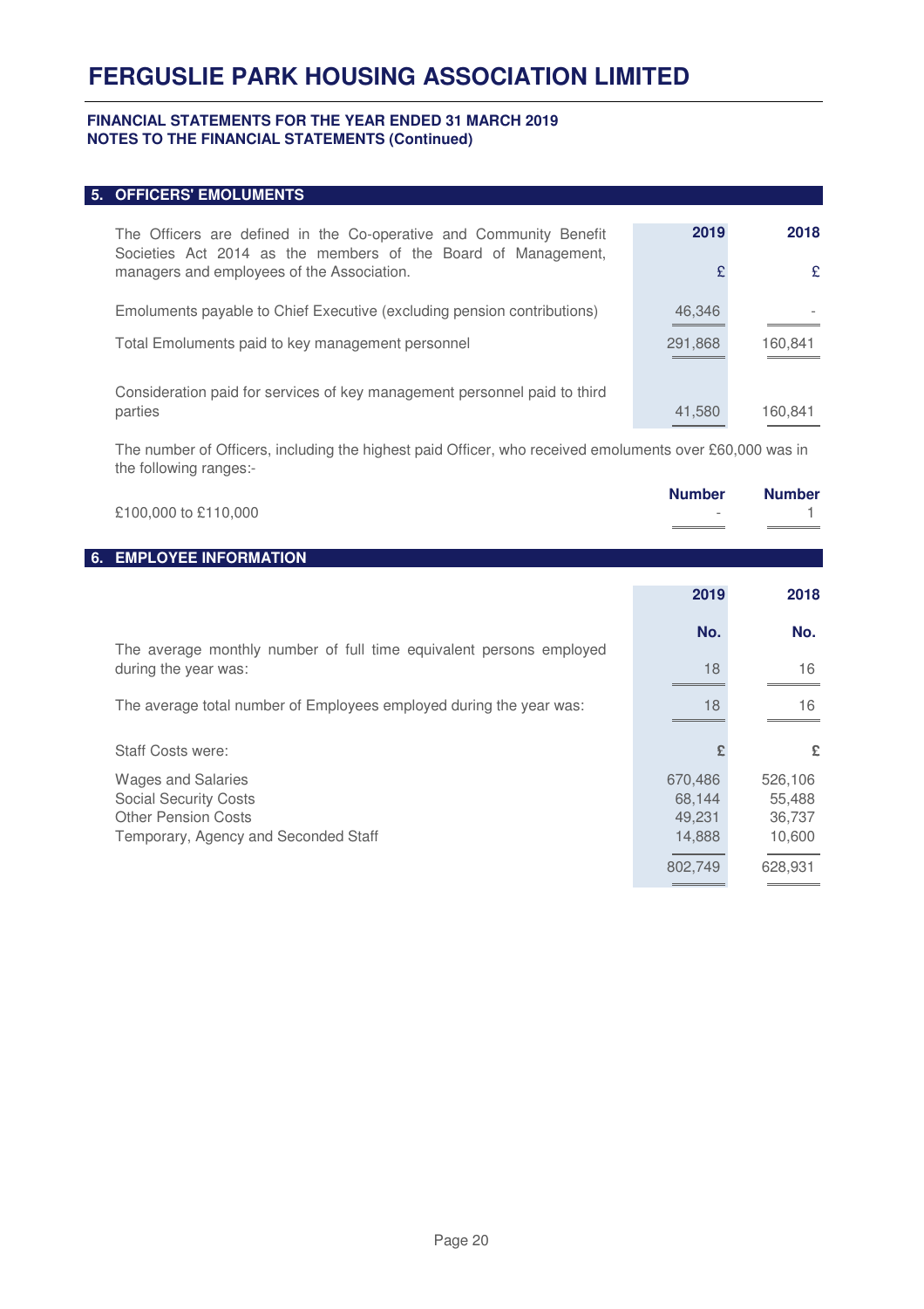# FERGUSLIE PARK HOUSING ASSOCIATION LIMITED

**FINANCIAL STATEMENTS FOR THE YEAR ENDED 31 MARCH 2019**
**NOTES TO THE FINANCIAL STATEMENTS (Continued)**

## 5. OFFICERS' EMOLUMENTS

| The Officers are defined in the Co-operative and Community Benefit Societies Act 2014 as the members of the Board of Management, managers and employees of the Association. | 2019 | 2018 |
|---|---|---|
| | £ | £ |
| Emoluments payable to Chief Executive (excluding pension contributions) | 46,346 | - |
| Total Emoluments paid to key management personnel | 291,868 | 160,841 |
| Consideration paid for services of key management personnel paid to third parties | 41,580 | 160,841 |

The number of Officers, including the highest paid Officer, who received emoluments over £60,000 was in the following ranges:-

| | Number | Number |
|---|---|---|
| £100,000 to £110,000 | - | 1 |

## 6. EMPLOYEE INFORMATION

| | 2019 | 2018 |
|---|---|---|
| | No. | No. |
| The average monthly number of full time equivalent persons employed during the year was: | 18 | 16 |
| The average total number of Employees employed during the year was: | 18 | 16 |
| Staff Costs were: | £ | £ |
| Wages and Salaries | 670,486 | 526,106 |
| Social Security Costs | 68,144 | 55,488 |
| Other Pension Costs | 49,231 | 36,737 |
| Temporary, Agency and Seconded Staff | 14,888 | 10,600 |
| | 802,749 | 628,931 |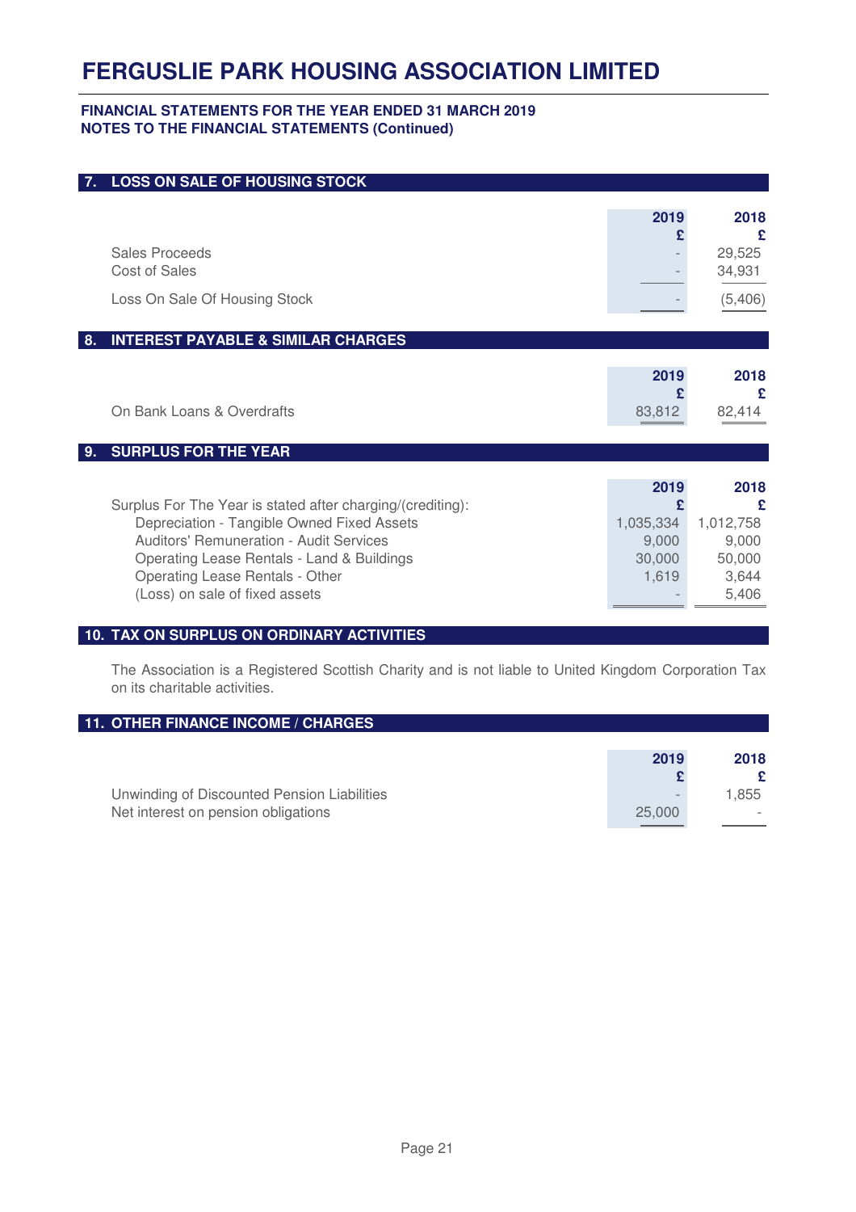# FERGUSLIE PARK HOUSING ASSOCIATION LIMITED

**FINANCIAL STATEMENTS FOR THE YEAR ENDED 31 MARCH 2019**
**NOTES TO THE FINANCIAL STATEMENTS (Continued)**

## 7. LOSS ON SALE OF HOUSING STOCK

| | 2019 £ | 2018 £ |
|---|---|---|
| Sales Proceeds | - | 29,525 |
| Cost of Sales | - | 34,931 |
| Loss On Sale Of Housing Stock | - | (5,406) |

## 8. INTEREST PAYABLE & SIMILAR CHARGES

| | 2019 £ | 2018 £ |
|---|---|---|
| On Bank Loans & Overdrafts | 83,812 | 82,414 |

## 9. SURPLUS FOR THE YEAR

| | 2019 £ | 2018 £ |
|---|---|---|
| Surplus For The Year is stated after charging/(crediting): | | |
| Depreciation - Tangible Owned Fixed Assets | 1,035,334 | 1,012,758 |
| Auditors' Remuneration - Audit Services | 9,000 | 9,000 |
| Operating Lease Rentals - Land & Buildings | 30,000 | 50,000 |
| Operating Lease Rentals - Other | 1,619 | 3,644 |
| (Loss) on sale of fixed assets | - | 5,406 |

## 10. TAX ON SURPLUS ON ORDINARY ACTIVITIES

The Association is a Registered Scottish Charity and is not liable to United Kingdom Corporation Tax on its charitable activities.

## 11. OTHER FINANCE INCOME / CHARGES

| | 2019 £ | 2018 £ |
|---|---|---|
| Unwinding of Discounted Pension Liabilities | - | 1,855 |
| Net interest on pension obligations | 25,000 | - |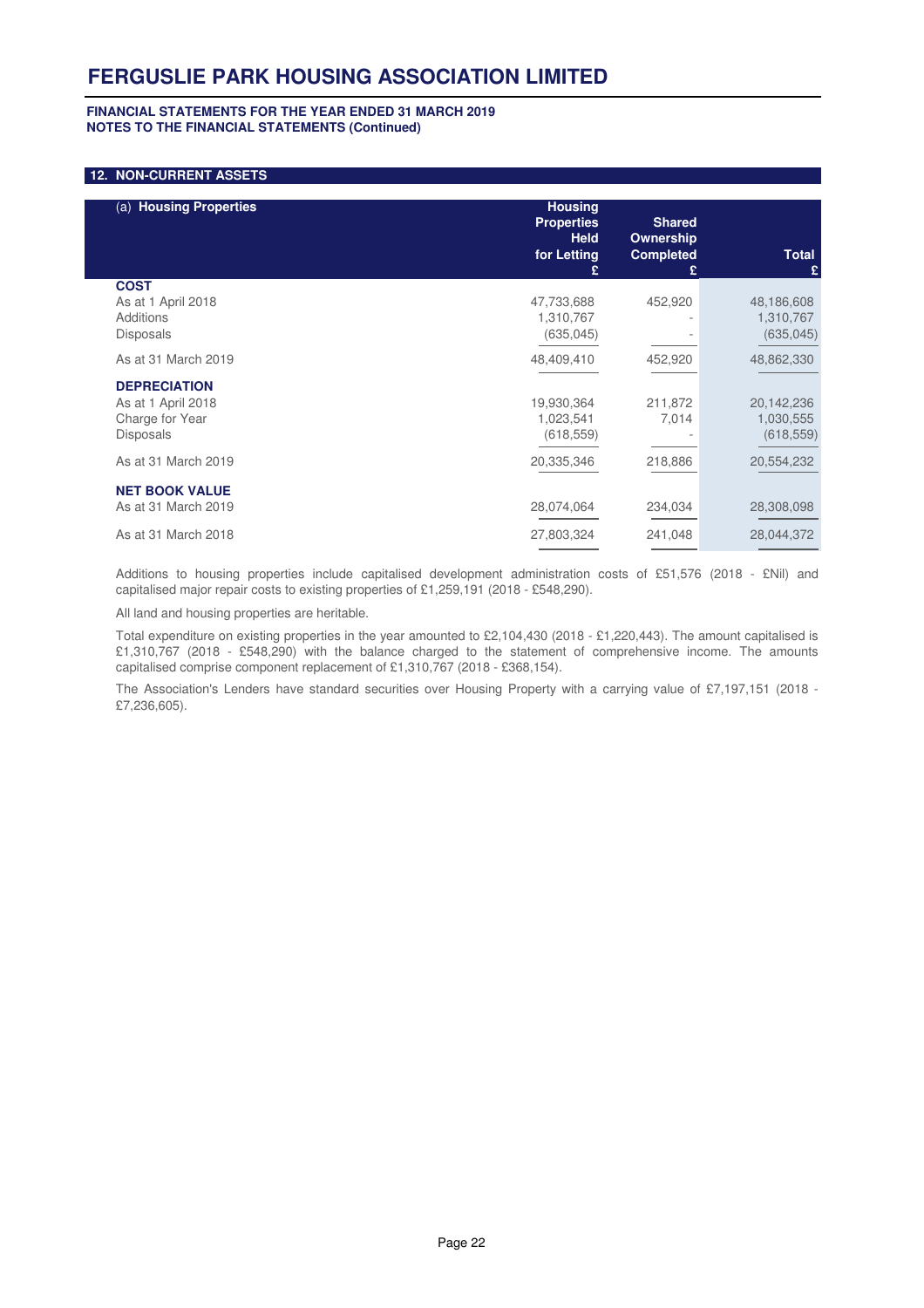# FERGUSLIE PARK HOUSING ASSOCIATION LIMITED

**FINANCIAL STATEMENTS FOR THE YEAR ENDED 31 MARCH 2019**
**NOTES TO THE FINANCIAL STATEMENTS (Continued)**

## 12. NON-CURRENT ASSETS

| (a) **Housing Properties** | **Housing Properties Held for Letting £** | **Shared Ownership Completed £** | **Total £** |
|---|---|---|---|
| **COST** | | | |
| As at 1 April 2018 | 47,733,688 | 452,920 | 48,186,608 |
| Additions | 1,310,767 | - | 1,310,767 |
| Disposals | (635,045) | - | (635,045) |
| As at 31 March 2019 | 48,409,410 | 452,920 | 48,862,330 |
| **DEPRECIATION** | | | |
| As at 1 April 2018 | 19,930,364 | 211,872 | 20,142,236 |
| Charge for Year | 1,023,541 | 7,014 | 1,030,555 |
| Disposals | (618,559) | - | (618,559) |
| As at 31 March 2019 | 20,335,346 | 218,886 | 20,554,232 |
| **NET BOOK VALUE** | | | |
| As at 31 March 2019 | 28,074,064 | 234,034 | 28,308,098 |
| As at 31 March 2018 | 27,803,324 | 241,048 | 28,044,372 |

Additions to housing properties include capitalised development administration costs of £51,576 (2018 - £Nil) and capitalised major repair costs to existing properties of £1,259,191 (2018 - £548,290).

All land and housing properties are heritable.

Total expenditure on existing properties in the year amounted to £2,104,430 (2018 - £1,220,443). The amount capitalised is £1,310,767 (2018 - £548,290) with the balance charged to the statement of comprehensive income. The amounts capitalised comprise component replacement of £1,310,767 (2018 - £368,154).

The Association's Lenders have standard securities over Housing Property with a carrying value of £7,197,151 (2018 - £7,236,605).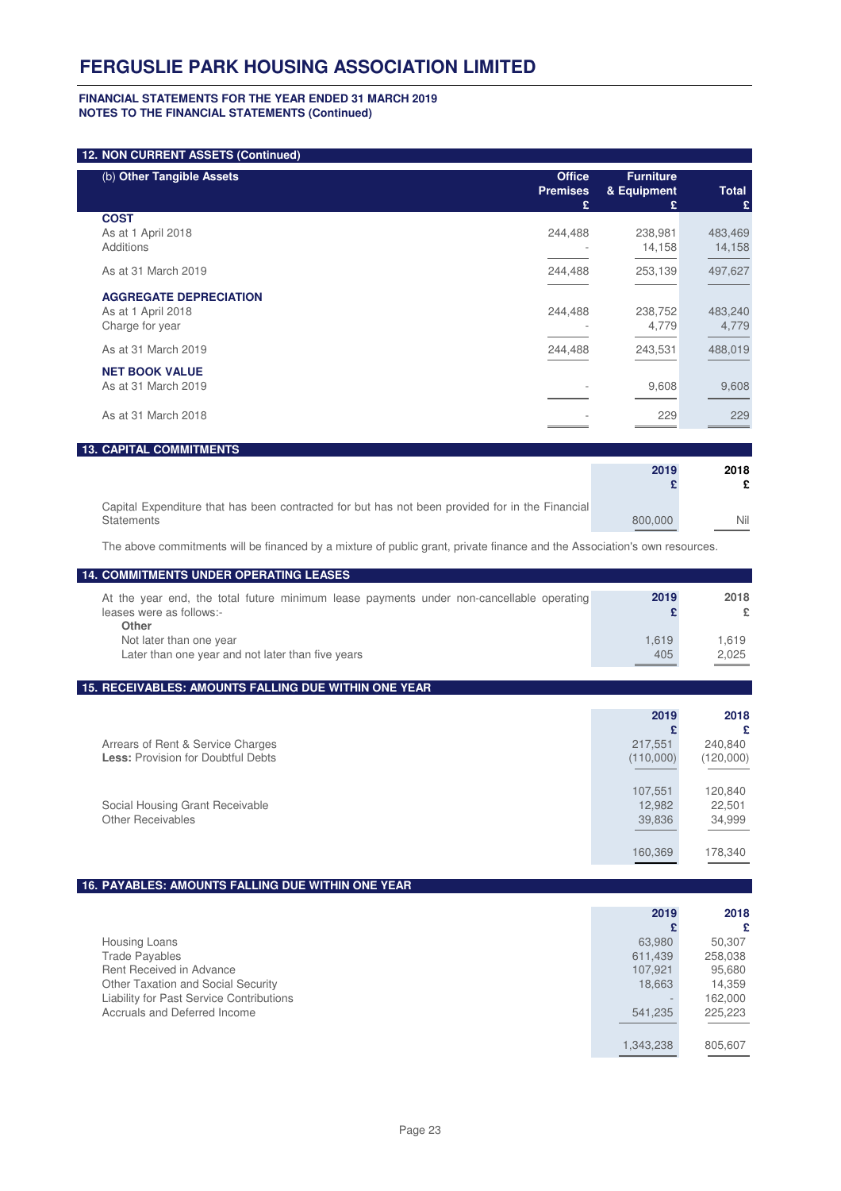# FERGUSLIE PARK HOUSING ASSOCIATION LIMITED

**FINANCIAL STATEMENTS FOR THE YEAR ENDED 31 MARCH 2019**
**NOTES TO THE FINANCIAL STATEMENTS (Continued)**

## 12. NON CURRENT ASSETS (Continued)

| (b) **Other Tangible Assets** | **Office Premises £** | **Furniture & Equipment £** | **Total £** |
|---|---|---|---|
| **COST** | | | |
| As at 1 April 2018 | 244,488 | 238,981 | 483,469 |
| Additions | - | 14,158 | 14,158 |
| As at 31 March 2019 | 244,488 | 253,139 | 497,627 |
| **AGGREGATE DEPRECIATION** | | | |
| As at 1 April 2018 | 244,488 | 238,752 | 483,240 |
| Charge for year | - | 4,779 | 4,779 |
| As at 31 March 2019 | 244,488 | 243,531 | 488,019 |
| **NET BOOK VALUE** | | | |
| As at 31 March 2019 | - | 9,608 | 9,608 |
| As at 31 March 2018 | - | 229 | 229 |

## 13. CAPITAL COMMITMENTS

| | **2019 £** | **2018 £** |
|---|---|---|
| Capital Expenditure that has been contracted for but has not been provided for in the Financial Statements | 800,000 | Nil |

The above commitments will be financed by a mixture of public grant, private finance and the Association's own resources.

## 14. COMMITMENTS UNDER OPERATING LEASES

| At the year end, the total future minimum lease payments under non-cancellable operating leases were as follows:- | **2019 £** | **2018 £** |
|---|---|---|
| **Other** | | |
| Not later than one year | 1,619 | 1,619 |
| Later than one year and not later than five years | 405 | 2,025 |

## 15. RECEIVABLES: AMOUNTS FALLING DUE WITHIN ONE YEAR

| | **2019 £** | **2018 £** |
|---|---|---|
| Arrears of Rent & Service Charges | 217,551 | 240,840 |
| **Less:** Provision for Doubtful Debts | (110,000) | (120,000) |
| | 107,551 | 120,840 |
| Social Housing Grant Receivable | 12,982 | 22,501 |
| Other Receivables | 39,836 | 34,999 |
| | 160,369 | 178,340 |

## 16. PAYABLES: AMOUNTS FALLING DUE WITHIN ONE YEAR

| | **2019 £** | **2018 £** |
|---|---|---|
| Housing Loans | 63,980 | 50,307 |
| Trade Payables | 611,439 | 258,038 |
| Rent Received in Advance | 107,921 | 95,680 |
| Other Taxation and Social Security | 18,663 | 14,359 |
| Liability for Past Service Contributions | - | 162,000 |
| Accruals and Deferred Income | 541,235 | 225,223 |
| | 1,343,238 | 805,607 |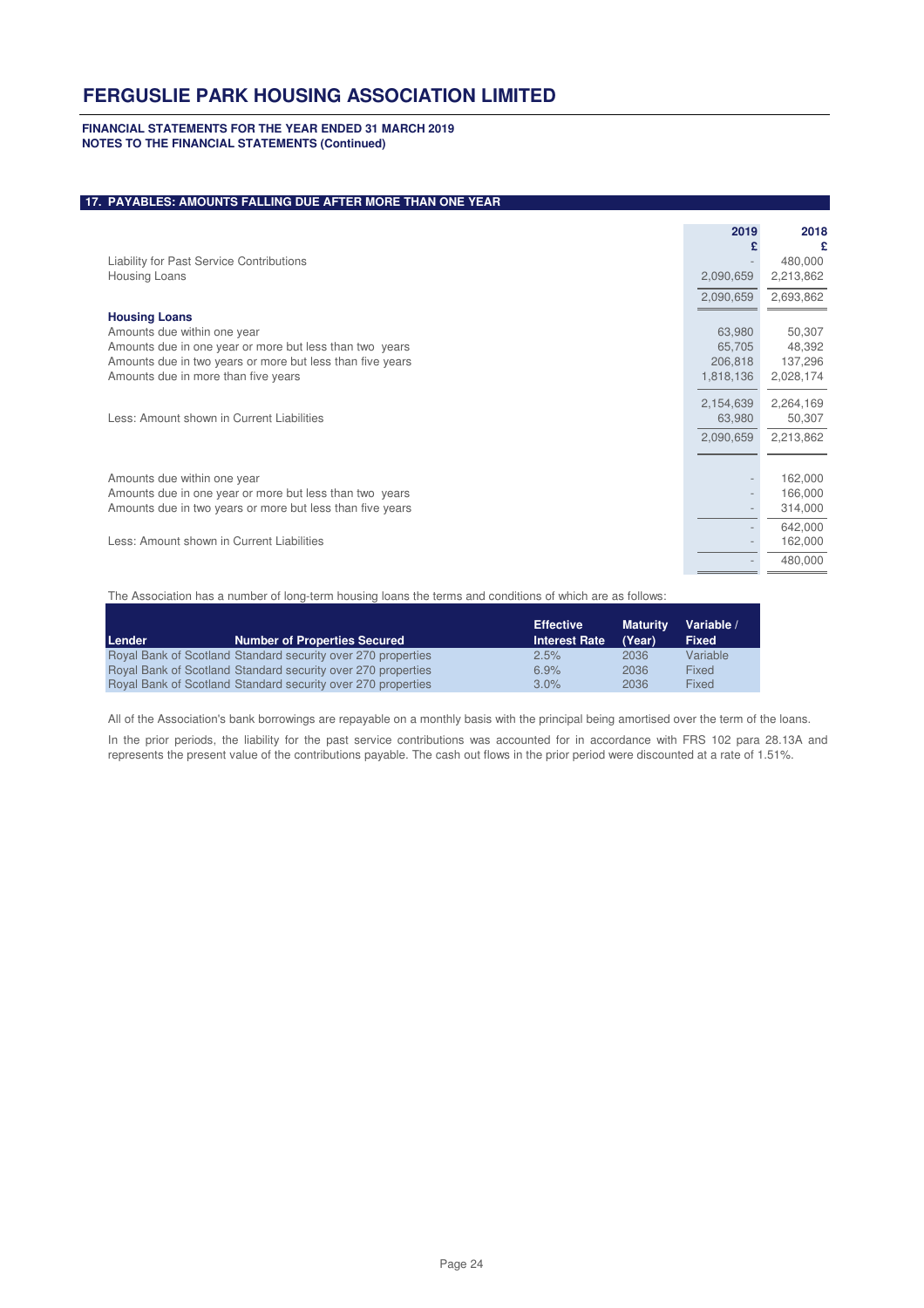## 17. PAYABLES: AMOUNTS FALLING DUE AFTER MORE THAN ONE YEAR

| | 2019 £ | 2018 £ |
|---|---|---|
| Liability for Past Service Contributions | - | 480,000 |
| Housing Loans | 2,090,659 | 2,213,862 |
| | 2,090,659 | 2,693,862 |
| **Housing Loans** | | |
| Amounts due within one year | 63,980 | 50,307 |
| Amounts due in one year or more but less than two years | 65,705 | 48,392 |
| Amounts due in two years or more but less than five years | 206,818 | 137,296 |
| Amounts due in more than five years | 1,818,136 | 2,028,174 |
| | 2,154,639 | 2,264,169 |
| Less: Amount shown in Current Liabilities | 63,980 | 50,307 |
| | 2,090,659 | 2,213,862 |
| Amounts due within one year | - | 162,000 |
| Amounts due in one year or more but less than two years | - | 166,000 |
| Amounts due in two years or more but less than five years | - | 314,000 |
| | - | 642,000 |
| Less: Amount shown in Current Liabilities | - | 162,000 |
| | - | 480,000 |

The Association has a number of long-term housing loans the terms and conditions of which are as follows:

| Lender | Number of Properties Secured | Effective Interest Rate | Maturity (Year) | Variable / Fixed |
|---|---|---|---|---|
| Royal Bank of Scotland | Standard security over 270 properties | 2.5% | 2036 | Variable |
| Royal Bank of Scotland | Standard security over 270 properties | 6.9% | 2036 | Fixed |
| Royal Bank of Scotland | Standard security over 270 properties | 3.0% | 2036 | Fixed |

All of the Association's bank borrowings are repayable on a monthly basis with the principal being amortised over the term of the loans.

In the prior periods, the liability for the past service contributions was accounted for in accordance with FRS 102 para 28.13A and represents the present value of the contributions payable. The cash out flows in the prior period were discounted at a rate of 1.51%.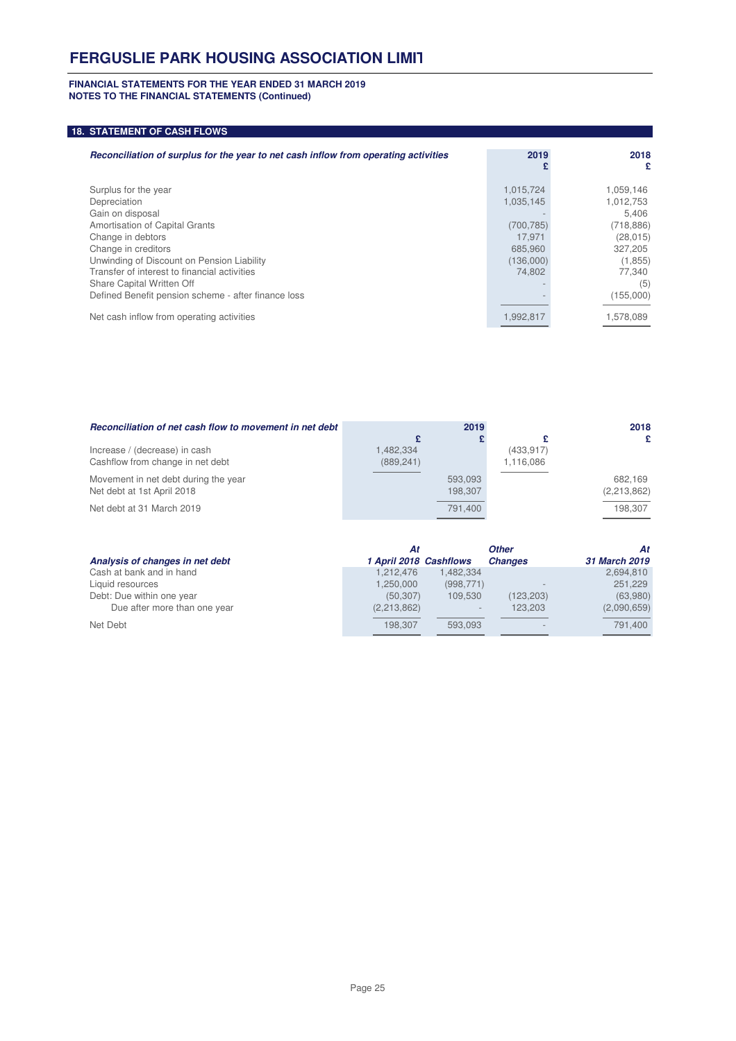**FINANCIAL STATEMENTS FOR THE YEAR ENDED 31 MARCH 2019**
**NOTES TO THE FINANCIAL STATEMENTS (Continued)**

## 18. STATEMENT OF CASH FLOWS

| ***Reconciliation of surplus for the year to net cash inflow from operating activities*** | **2019 £** | **2018 £** |
|---|---|---|
| Surplus for the year | 1,015,724 | 1,059,146 |
| Depreciation | 1,035,145 | 1,012,753 |
| Gain on disposal | - | 5,406 |
| Amortisation of Capital Grants | (700,785) | (718,886) |
| Change in debtors | 17,971 | (28,015) |
| Change in creditors | 685,960 | 327,205 |
| Unwinding of Discount on Pension Liability | (136,000) | (1,855) |
| Transfer of interest to financial activities | 74,802 | 77,340 |
| Share Capital Written Off | - | (5) |
| Defined Benefit pension scheme - after finance loss | - | (155,000) |
| Net cash inflow from operating activities | 1,992,817 | 1,578,089 |

| ***Reconciliation of net cash flow to movement in net debt*** | **£** | **2019 £** | **£** | **2018 £** |
|---|---|---|---|---|
| Increase / (decrease) in cash | 1,482,334 | | (433,917) | |
| Cashflow from change in net debt | (889,241) | | 1,116,086 | |
| Movement in net debt during the year | | 593,093 | | 682,169 |
| Net debt at 1st April 2018 | | 198,307 | | (2,213,862) |
| Net debt at 31 March 2019 | | 791,400 | | 198,307 |

| ***Analysis of changes in net debt*** | ***At 1 April 2018*** | ***Cashflows*** | ***Other Changes*** | ***At 31 March 2019*** |
|---|---|---|---|---|
| Cash at bank and in hand | 1,212,476 | 1,482,334 | | 2,694,810 |
| Liquid resources | 1,250,000 | (998,771) | - | 251,229 |
| Debt: Due within one year | (50,307) | 109,530 | (123,203) | (63,980) |
| Due after more than one year | (2,213,862) | - | 123,203 | (2,090,659) |
| Net Debt | 198,307 | 593,093 | - | 791,400 |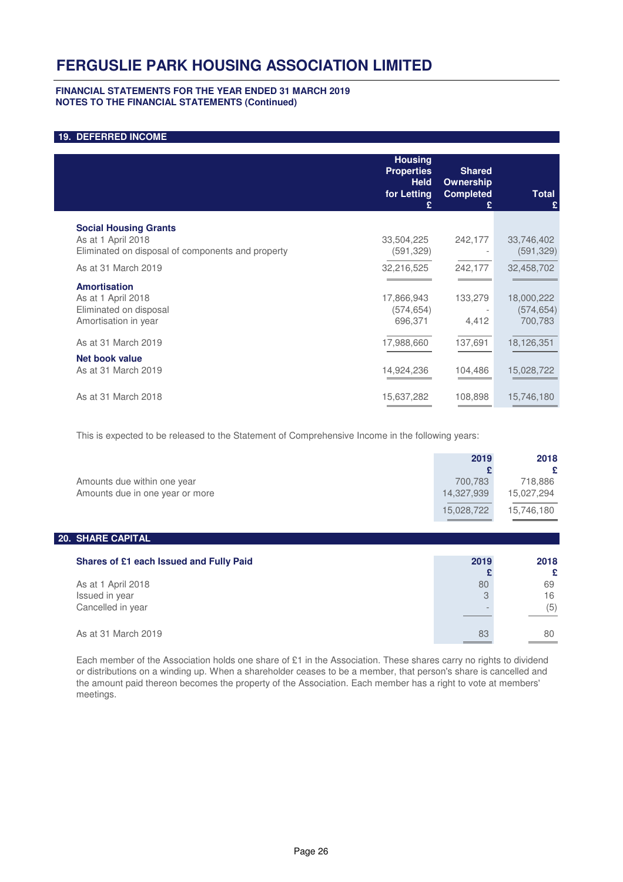# FERGUSLIE PARK HOUSING ASSOCIATION LIMITED

**FINANCIAL STATEMENTS FOR THE YEAR ENDED 31 MARCH 2019**
**NOTES TO THE FINANCIAL STATEMENTS (Continued)**

## 19. DEFERRED INCOME

| | Housing Properties Held for Letting £ | Shared Ownership Completed £ | Total £ |
|---|---|---|---|
| **Social Housing Grants** | | | |
| As at 1 April 2018 | 33,504,225 | 242,177 | 33,746,402 |
| Eliminated on disposal of components and property | (591,329) | - | (591,329) |
| As at 31 March 2019 | 32,216,525 | 242,177 | 32,458,702 |
| **Amortisation** | | | |
| As at 1 April 2018 | 17,866,943 | 133,279 | 18,000,222 |
| Eliminated on disposal | (574,654) | - | (574,654) |
| Amortisation in year | 696,371 | 4,412 | 700,783 |
| As at 31 March 2019 | 17,988,660 | 137,691 | 18,126,351 |
| **Net book value** | | | |
| As at 31 March 2019 | 14,924,236 | 104,486 | 15,028,722 |
| As at 31 March 2018 | 15,637,282 | 108,898 | 15,746,180 |

This is expected to be released to the Statement of Comprehensive Income in the following years:

| | 2019 £ | 2018 £ |
|---|---|---|
| Amounts due within one year | 700,783 | 718,886 |
| Amounts due in one year or more | 14,327,939 | 15,027,294 |
| | 15,028,722 | 15,746,180 |

## 20. SHARE CAPITAL

| **Shares of £1 each Issued and Fully Paid** | 2019 £ | 2018 £ |
|---|---|---|
| As at 1 April 2018 | 80 | 69 |
| Issued in year | 3 | 16 |
| Cancelled in year | - | (5) |
| As at 31 March 2019 | 83 | 80 |

Each member of the Association holds one share of £1 in the Association. These shares carry no rights to dividend or distributions on a winding up. When a shareholder ceases to be a member, that person's share is cancelled and the amount paid thereon becomes the property of the Association. Each member has a right to vote at members' meetings.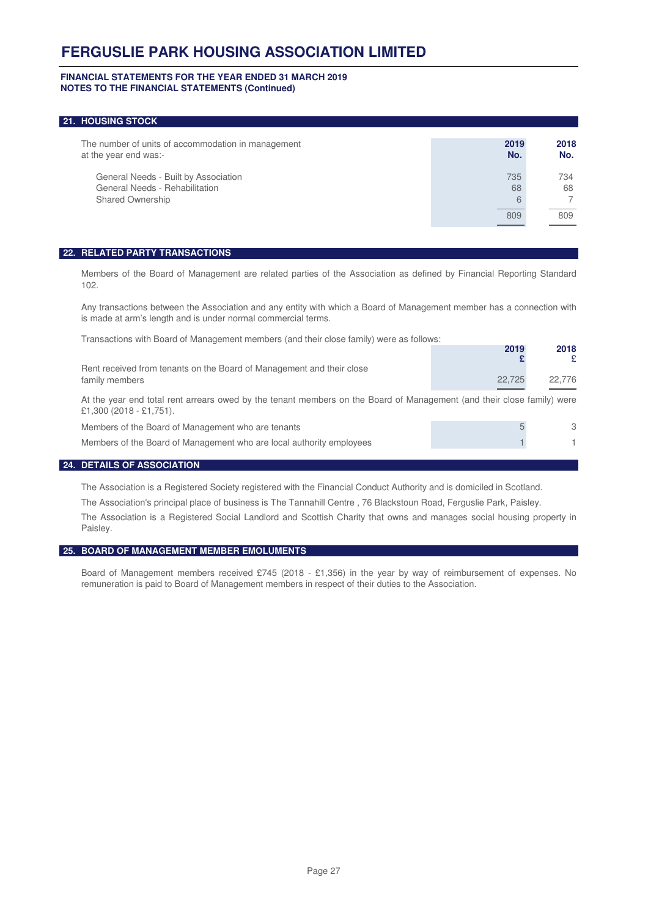# FERGUSLIE PARK HOUSING ASSOCIATION LIMITED

**FINANCIAL STATEMENTS FOR THE YEAR ENDED 31 MARCH 2019**
**NOTES TO THE FINANCIAL STATEMENTS (Continued)**

## 21. HOUSING STOCK

| The number of units of accommodation in management at the year end was:- | 2019 No. | 2018 No. |
|---|---|---|
| General Needs - Built by Association | 735 | 734 |
| General Needs - Rehabilitation | 68 | 68 |
| Shared Ownership | 6 | 7 |
| | 809 | 809 |

## 22. RELATED PARTY TRANSACTIONS

Members of the Board of Management are related parties of the Association as defined by Financial Reporting Standard 102.

Any transactions between the Association and any entity with which a Board of Management member has a connection with is made at arm's length and is under normal commercial terms.

Transactions with Board of Management members (and their close family) were as follows:

| | 2019 £ | 2018 £ |
|---|---|---|
| Rent received from tenants on the Board of Management and their close family members | 22,725 | 22,776 |

At the year end total rent arrears owed by the tenant members on the Board of Management (and their close family) were £1,300 (2018 - £1,751).

| | 2019 | 2018 |
|---|---|---|
| Members of the Board of Management who are tenants | 5 | 3 |
| Members of the Board of Management who are local authority employees | 1 | 1 |

## 24. DETAILS OF ASSOCIATION

The Association is a Registered Society registered with the Financial Conduct Authority and is domiciled in Scotland.

The Association's principal place of business is The Tannahill Centre , 76 Blackstoun Road, Ferguslie Park, Paisley.

The Association is a Registered Social Landlord and Scottish Charity that owns and manages social housing property in Paisley.

## 25. BOARD OF MANAGEMENT MEMBER EMOLUMENTS

Board of Management members received £745 (2018 - £1,356) in the year by way of reimbursement of expenses. No remuneration is paid to Board of Management members in respect of their duties to the Association.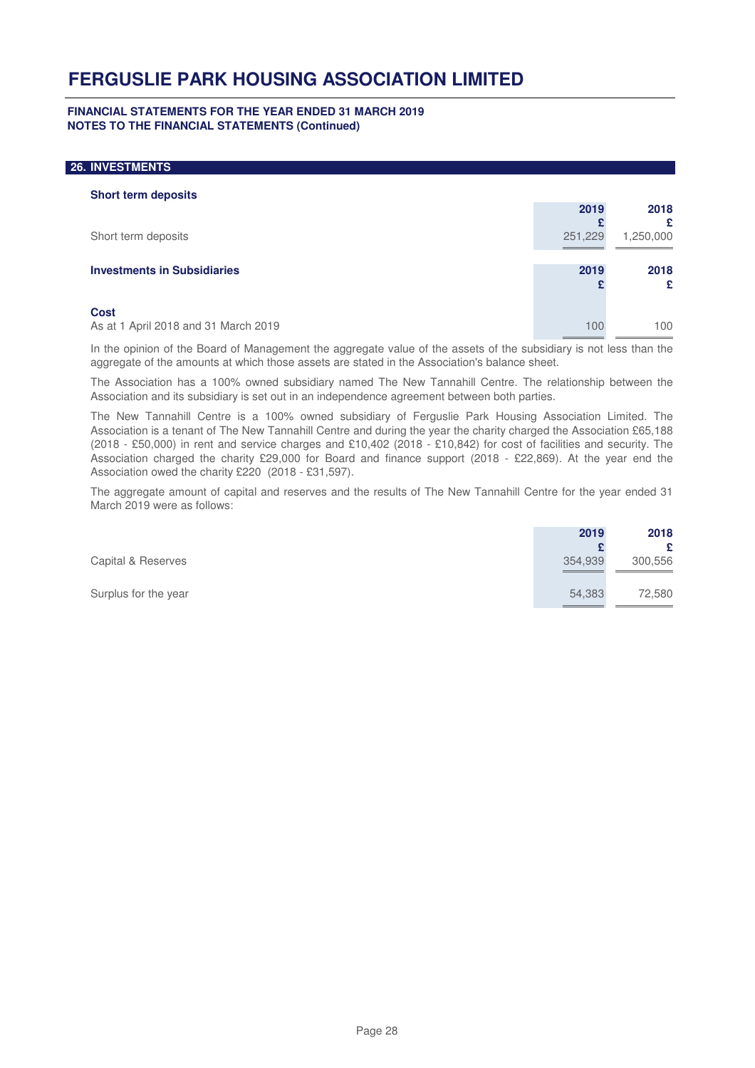# FERGUSLIE PARK HOUSING ASSOCIATION LIMITED

**FINANCIAL STATEMENTS FOR THE YEAR ENDED 31 MARCH 2019**
**NOTES TO THE FINANCIAL STATEMENTS (Continued)**

## 26. INVESTMENTS

### Short term deposits

| | 2019 £ | 2018 £ |
|---|---|---|
| Short term deposits | 251,229 | 1,250,000 |

### Investments in Subsidiaries

| | 2019 £ | 2018 £ |
|---|---|---|
| **Cost** | | |
| As at 1 April 2018 and 31 March 2019 | 100 | 100 |

In the opinion of the Board of Management the aggregate value of the assets of the subsidiary is not less than the aggregate of the amounts at which those assets are stated in the Association's balance sheet.

The Association has a 100% owned subsidiary named The New Tannahill Centre. The relationship between the Association and its subsidiary is set out in an independence agreement between both parties.

The New Tannahill Centre is a 100% owned subsidiary of Ferguslie Park Housing Association Limited. The Association is a tenant of The New Tannahill Centre and during the year the charity charged the Association £65,188 (2018 - £50,000) in rent and service charges and £10,402 (2018 - £10,842) for cost of facilities and security. The Association charged the charity £29,000 for Board and finance support (2018 - £22,869). At the year end the Association owed the charity £220 (2018 - £31,597).

The aggregate amount of capital and reserves and the results of The New Tannahill Centre for the year ended 31 March 2019 were as follows:

| | 2019 £ | 2018 £ |
|---|---|---|
| Capital & Reserves | 354,939 | 300,556 |
| Surplus for the year | 54,383 | 72,580 |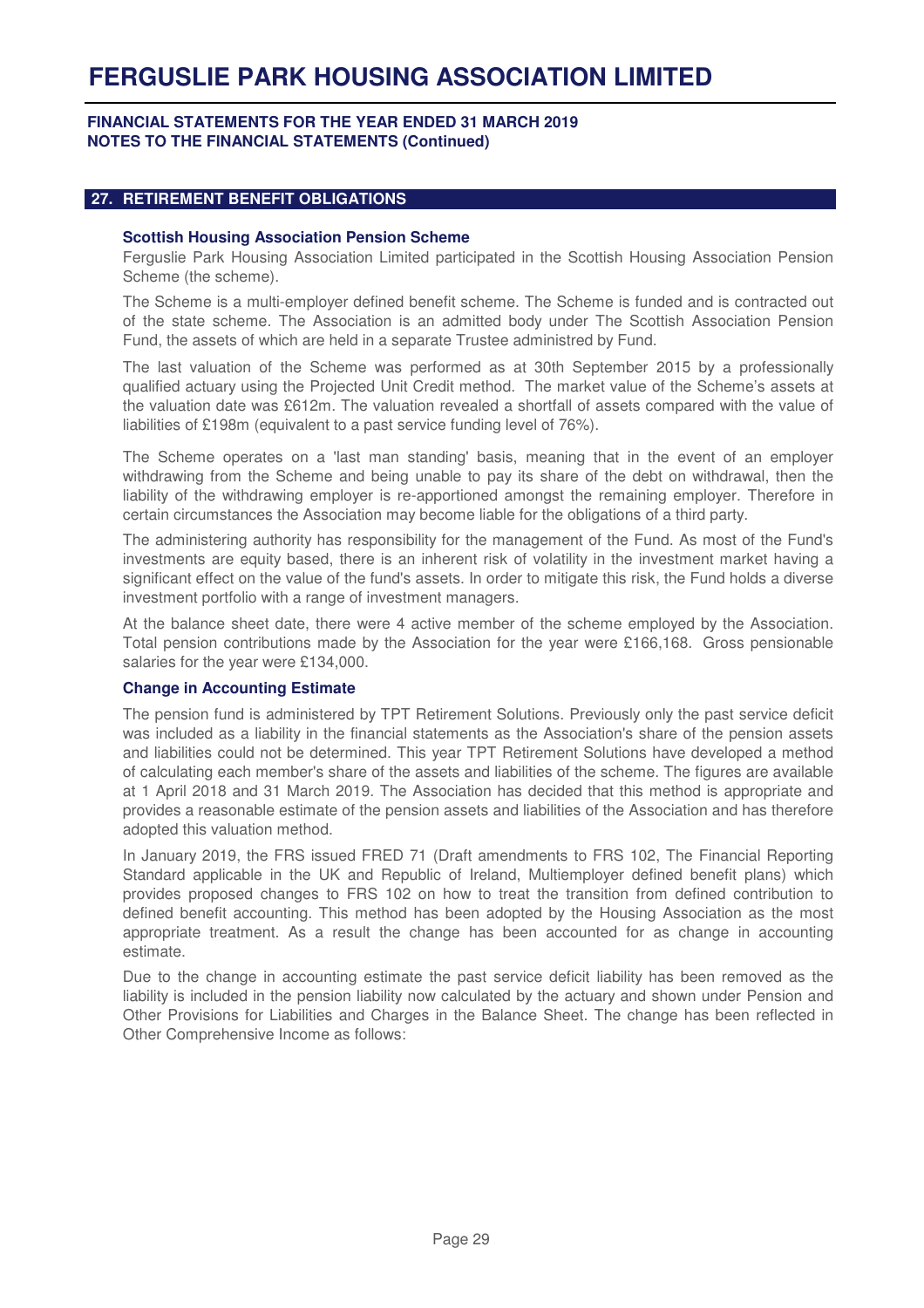# FERGUSLIE PARK HOUSING ASSOCIATION LIMITED

**FINANCIAL STATEMENTS FOR THE YEAR ENDED 31 MARCH 2019**
**NOTES TO THE FINANCIAL STATEMENTS (Continued)**

## 27. RETIREMENT BENEFIT OBLIGATIONS

### Scottish Housing Association Pension Scheme

Ferguslie Park Housing Association Limited participated in the Scottish Housing Association Pension Scheme (the scheme).

The Scheme is a multi-employer defined benefit scheme. The Scheme is funded and is contracted out of the state scheme. The Association is an admitted body under The Scottish Association Pension Fund, the assets of which are held in a separate Trustee administred by Fund.

The last valuation of the Scheme was performed as at 30th September 2015 by a professionally qualified actuary using the Projected Unit Credit method. The market value of the Scheme's assets at the valuation date was £612m. The valuation revealed a shortfall of assets compared with the value of liabilities of £198m (equivalent to a past service funding level of 76%).

The Scheme operates on a 'last man standing' basis, meaning that in the event of an employer withdrawing from the Scheme and being unable to pay its share of the debt on withdrawal, then the liability of the withdrawing employer is re-apportioned amongst the remaining employer. Therefore in certain circumstances the Association may become liable for the obligations of a third party.

The administering authority has responsibility for the management of the Fund. As most of the Fund's investments are equity based, there is an inherent risk of volatility in the investment market having a significant effect on the value of the fund's assets. In order to mitigate this risk, the Fund holds a diverse investment portfolio with a range of investment managers.

At the balance sheet date, there were 4 active member of the scheme employed by the Association. Total pension contributions made by the Association for the year were £166,168. Gross pensionable salaries for the year were £134,000.

### Change in Accounting Estimate

The pension fund is administered by TPT Retirement Solutions. Previously only the past service deficit was included as a liability in the financial statements as the Association's share of the pension assets and liabilities could not be determined. This year TPT Retirement Solutions have developed a method of calculating each member's share of the assets and liabilities of the scheme. The figures are available at 1 April 2018 and 31 March 2019. The Association has decided that this method is appropriate and provides a reasonable estimate of the pension assets and liabilities of the Association and has therefore adopted this valuation method.

In January 2019, the FRS issued FRED 71 (Draft amendments to FRS 102, The Financial Reporting Standard applicable in the UK and Republic of Ireland, Multiemployer defined benefit plans) which provides proposed changes to FRS 102 on how to treat the transition from defined contribution to defined benefit accounting. This method has been adopted by the Housing Association as the most appropriate treatment. As a result the change has been accounted for as change in accounting estimate.

Due to the change in accounting estimate the past service deficit liability has been removed as the liability is included in the pension liability now calculated by the actuary and shown under Pension and Other Provisions for Liabilities and Charges in the Balance Sheet. The change has been reflected in Other Comprehensive Income as follows: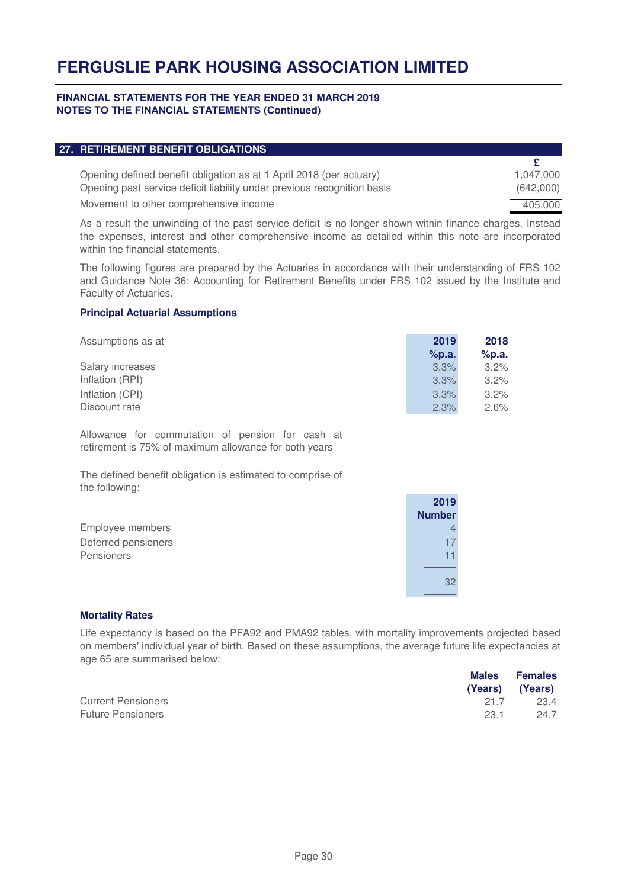# FERGUSLIE PARK HOUSING ASSOCIATION LIMITED

**FINANCIAL STATEMENTS FOR THE YEAR ENDED 31 MARCH 2019**
**NOTES TO THE FINANCIAL STATEMENTS (Continued)**

## 27. RETIREMENT BENEFIT OBLIGATIONS

| | £ |
|---|---|
| Opening defined benefit obligation as at 1 April 2018 (per actuary) | 1,047,000 |
| Opening past service deficit liability under previous recognition basis | (642,000) |
| Movement to other comprehensive income | 405,000 |

As a result the unwinding of the past service deficit is no longer shown within finance charges. Instead the expenses, interest and other comprehensive income as detailed within this note are incorporated within the financial statements.

The following figures are prepared by the Actuaries in accordance with their understanding of FRS 102 and Guidance Note 36: Accounting for Retirement Benefits under FRS 102 issued by the Institute and Faculty of Actuaries.

### Principal Actuarial Assumptions

| Assumptions as at | 2019 %p.a. | 2018 %p.a. |
|---|---|---|
| Salary increases | 3.3% | 3.2% |
| Inflation (RPI) | 3.3% | 3.2% |
| Inflation (CPI) | 3.3% | 3.2% |
| Discount rate | 2.3% | 2.6% |

Allowance for commutation of pension for cash at retirement is 75% of maximum allowance for both years

The defined benefit obligation is estimated to comprise of the following:

| | 2019 Number |
|---|---|
| Employee members | 4 |
| Deferred pensioners | 17 |
| Pensioners | 11 |
| | 32 |

### Mortality Rates

Life expectancy is based on the PFA92 and PMA92 tables, with mortality improvements projected based on members' individual year of birth. Based on these assumptions, the average future life expectancies at age 65 are summarised below:

| | Males (Years) | Females (Years) |
|---|---|---|
| Current Pensioners | 21.7 | 23.4 |
| Future Pensioners | 23.1 | 24.7 |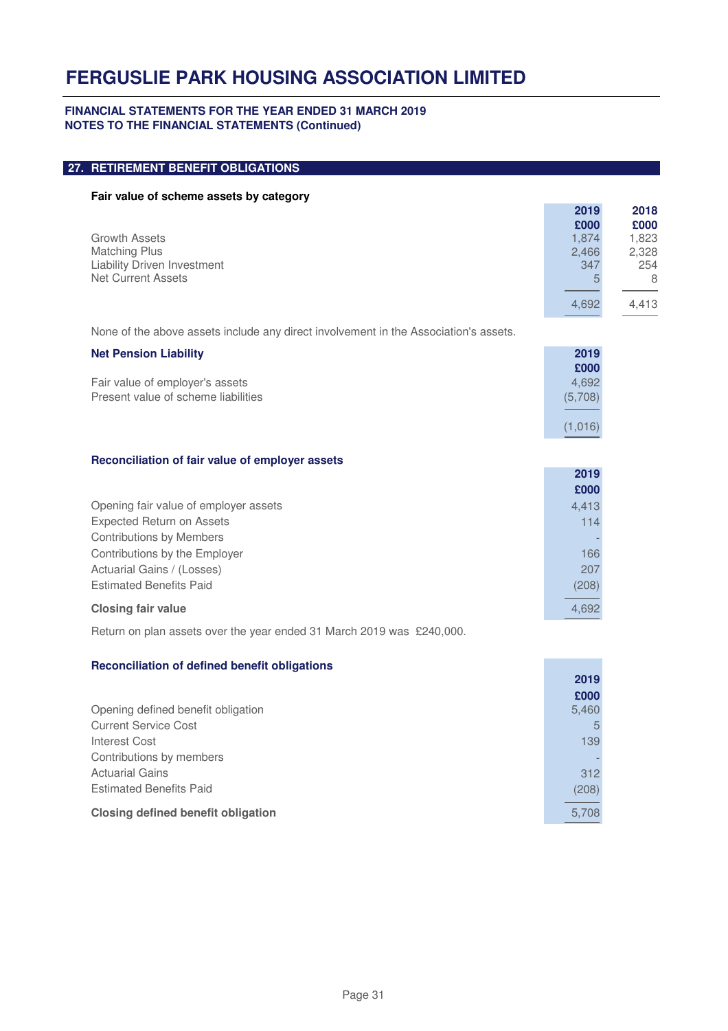# FERGUSLIE PARK HOUSING ASSOCIATION LIMITED

**FINANCIAL STATEMENTS FOR THE YEAR ENDED 31 MARCH 2019**
**NOTES TO THE FINANCIAL STATEMENTS (Continued)**

## 27. RETIREMENT BENEFIT OBLIGATIONS

**Fair value of scheme assets by category**

| | 2019 £000 | 2018 £000 |
|---|---|---|
| Growth Assets | 1,874 | 1,823 |
| Matching Plus | 2,466 | 2,328 |
| Liability Driven Investment | 347 | 254 |
| Net Current Assets | 5 | 8 |
| | 4,692 | 4,413 |

None of the above assets include any direct involvement in the Association's assets.

**Net Pension Liability**

| | 2019 £000 |
|---|---|
| Fair value of employer's assets | 4,692 |
| Present value of scheme liabilities | (5,708) |
| | (1,016) |

**Reconciliation of fair value of employer assets**

| | 2019 £000 |
|---|---|
| Opening fair value of employer assets | 4,413 |
| Expected Return on Assets | 114 |
| Contributions by Members | - |
| Contributions by the Employer | 166 |
| Actuarial Gains / (Losses) | 207 |
| Estimated Benefits Paid | (208) |
| **Closing fair value** | 4,692 |

Return on plan assets over the year ended 31 March 2019 was £240,000.

**Reconciliation of defined benefit obligations**

| | 2019 £000 |
|---|---|
| Opening defined benefit obligation | 5,460 |
| Current Service Cost | 5 |
| Interest Cost | 139 |
| Contributions by members | - |
| Actuarial Gains | 312 |
| Estimated Benefits Paid | (208) |
| **Closing defined benefit obligation** | 5,708 |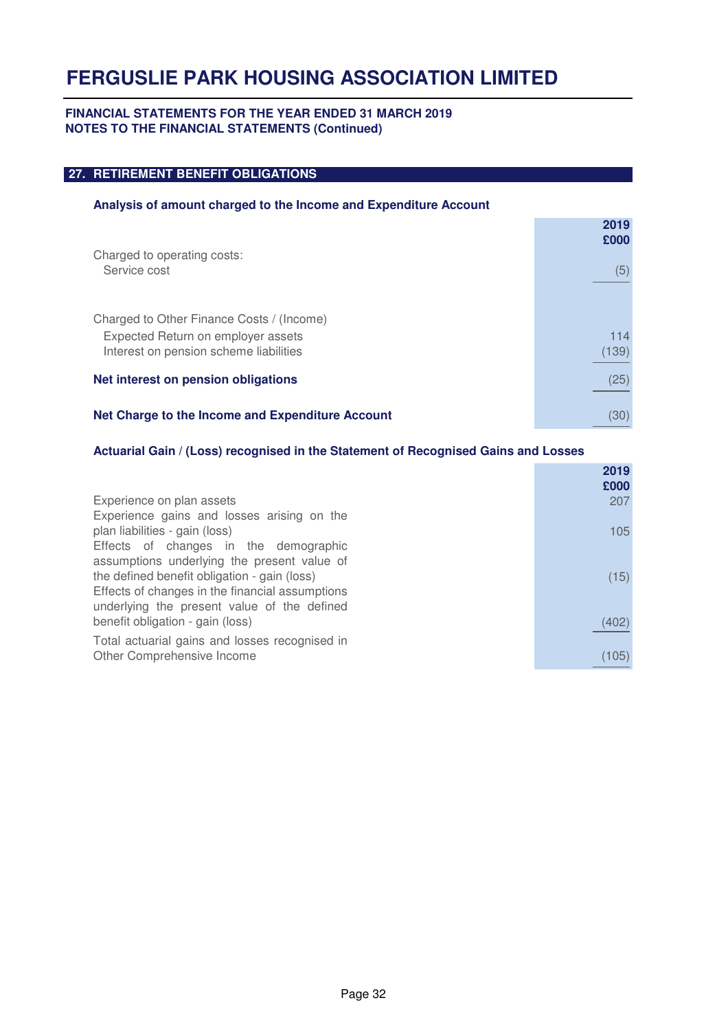# FERGUSLIE PARK HOUSING ASSOCIATION LIMITED

**FINANCIAL STATEMENTS FOR THE YEAR ENDED 31 MARCH 2019**
**NOTES TO THE FINANCIAL STATEMENTS (Continued)**

## 27. RETIREMENT BENEFIT OBLIGATIONS

### Analysis of amount charged to the Income and Expenditure Account

| | 2019 £000 |
|---|---|
| Charged to operating costs: | |
| Service cost | (5) |
| | |
| Charged to Other Finance Costs / (Income) | |
| Expected Return on employer assets | 114 |
| Interest on pension scheme liabilities | (139) |
| **Net interest on pension obligations** | (25) |
| **Net Charge to the Income and Expenditure Account** | (30) |

### Actuarial Gain / (Loss) recognised in the Statement of Recognised Gains and Losses

| | 2019 £000 |
|---|---|
| Experience on plan assets | 207 |
| Experience gains and losses arising on the plan liabilities - gain (loss) | 105 |
| Effects of changes in the demographic assumptions underlying the present value of the defined benefit obligation - gain (loss) | (15) |
| Effects of changes in the financial assumptions underlying the present value of the defined benefit obligation - gain (loss) | (402) |
| Total actuarial gains and losses recognised in Other Comprehensive Income | (105) |